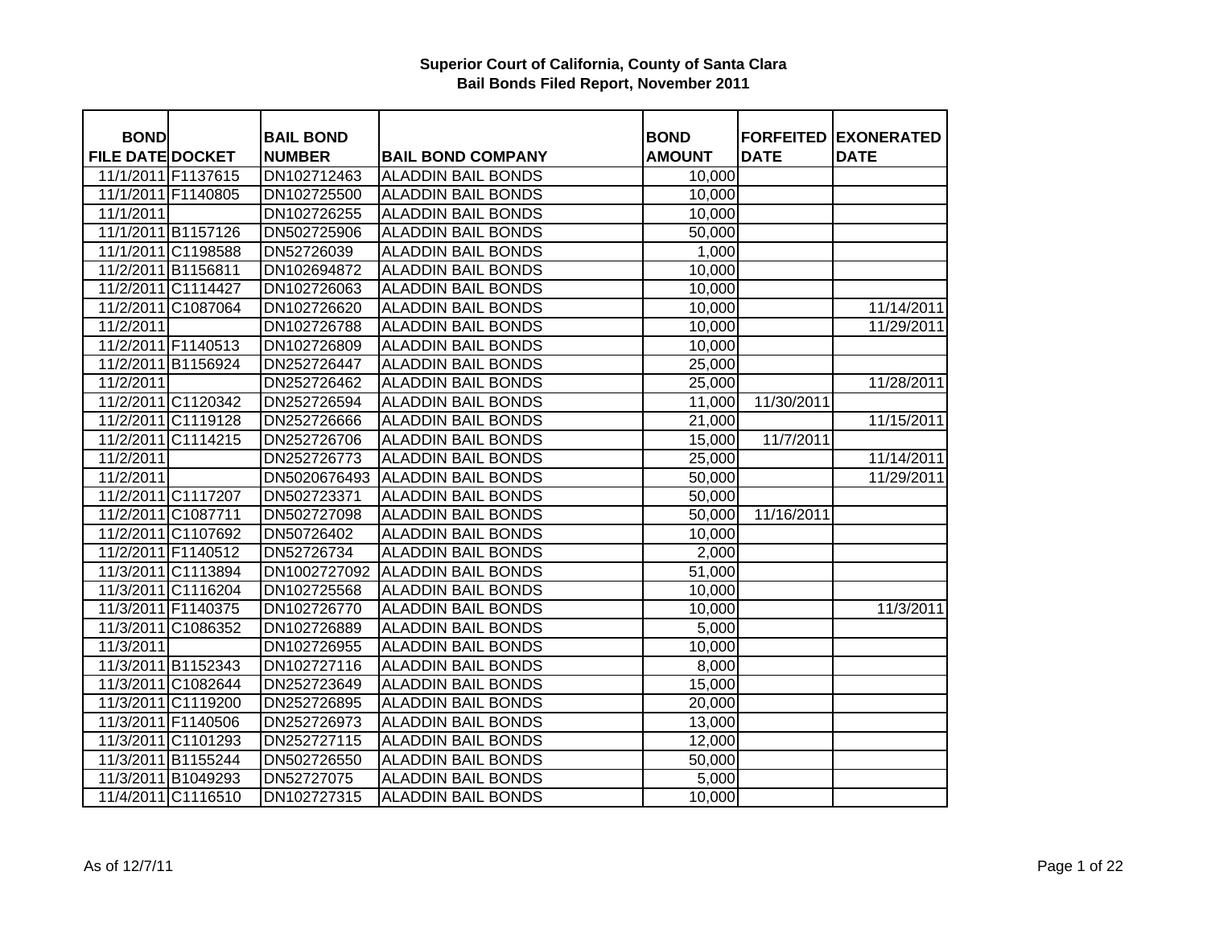# Superior Court of California, County of Santa Clara
## Bail Bonds Filed Report, November 2011

| BOND FILE DATE | DOCKET | BAIL BOND NUMBER | BAIL BOND COMPANY | BOND AMOUNT | FORFEITED DATE | EXONERATED DATE |
|---|---|---|---|---|---|---|
| 11/1/2011 | F1137615 | DN102712463 | ALADDIN BAIL BONDS | 10,000 | | |
| 11/1/2011 | F1140805 | DN102725500 | ALADDIN BAIL BONDS | 10,000 | | |
| 11/1/2011 | | DN102726255 | ALADDIN BAIL BONDS | 10,000 | | |
| 11/1/2011 | B1157126 | DN502725906 | ALADDIN BAIL BONDS | 50,000 | | |
| 11/1/2011 | C1198588 | DN52726039 | ALADDIN BAIL BONDS | 1,000 | | |
| 11/2/2011 | B1156811 | DN102694872 | ALADDIN BAIL BONDS | 10,000 | | |
| 11/2/2011 | C1114427 | DN102726063 | ALADDIN BAIL BONDS | 10,000 | | |
| 11/2/2011 | C1087064 | DN102726620 | ALADDIN BAIL BONDS | 10,000 | | 11/14/2011 |
| 11/2/2011 | | DN102726788 | ALADDIN BAIL BONDS | 10,000 | | 11/29/2011 |
| 11/2/2011 | F1140513 | DN102726809 | ALADDIN BAIL BONDS | 10,000 | | |
| 11/2/2011 | B1156924 | DN252726447 | ALADDIN BAIL BONDS | 25,000 | | |
| 11/2/2011 | | DN252726462 | ALADDIN BAIL BONDS | 25,000 | | 11/28/2011 |
| 11/2/2011 | C1120342 | DN252726594 | ALADDIN BAIL BONDS | 11,000 | 11/30/2011 | |
| 11/2/2011 | C1119128 | DN252726666 | ALADDIN BAIL BONDS | 21,000 | | 11/15/2011 |
| 11/2/2011 | C1114215 | DN252726706 | ALADDIN BAIL BONDS | 15,000 | 11/7/2011 | |
| 11/2/2011 | | DN252726773 | ALADDIN BAIL BONDS | 25,000 | | 11/14/2011 |
| 11/2/2011 | | DN5020676493 | ALADDIN BAIL BONDS | 50,000 | | 11/29/2011 |
| 11/2/2011 | C1117207 | DN502723371 | ALADDIN BAIL BONDS | 50,000 | | |
| 11/2/2011 | C1087711 | DN502727098 | ALADDIN BAIL BONDS | 50,000 | 11/16/2011 | |
| 11/2/2011 | C1107692 | DN50726402 | ALADDIN BAIL BONDS | 10,000 | | |
| 11/2/2011 | F1140512 | DN52726734 | ALADDIN BAIL BONDS | 2,000 | | |
| 11/3/2011 | C1113894 | DN1002727092 | ALADDIN BAIL BONDS | 51,000 | | |
| 11/3/2011 | C1116204 | DN102725568 | ALADDIN BAIL BONDS | 10,000 | | |
| 11/3/2011 | F1140375 | DN102726770 | ALADDIN BAIL BONDS | 10,000 | | 11/3/2011 |
| 11/3/2011 | C1086352 | DN102726889 | ALADDIN BAIL BONDS | 5,000 | | |
| 11/3/2011 | | DN102726955 | ALADDIN BAIL BONDS | 10,000 | | |
| 11/3/2011 | B1152343 | DN102727116 | ALADDIN BAIL BONDS | 8,000 | | |
| 11/3/2011 | C1082644 | DN252723649 | ALADDIN BAIL BONDS | 15,000 | | |
| 11/3/2011 | C1119200 | DN252726895 | ALADDIN BAIL BONDS | 20,000 | | |
| 11/3/2011 | F1140506 | DN252726973 | ALADDIN BAIL BONDS | 13,000 | | |
| 11/3/2011 | C1101293 | DN252727115 | ALADDIN BAIL BONDS | 12,000 | | |
| 11/3/2011 | B1155244 | DN502726550 | ALADDIN BAIL BONDS | 50,000 | | |
| 11/3/2011 | B1049293 | DN52727075 | ALADDIN BAIL BONDS | 5,000 | | |
| 11/4/2011 | C1116510 | DN102727315 | ALADDIN BAIL BONDS | 10,000 | | |

As of 12/7/11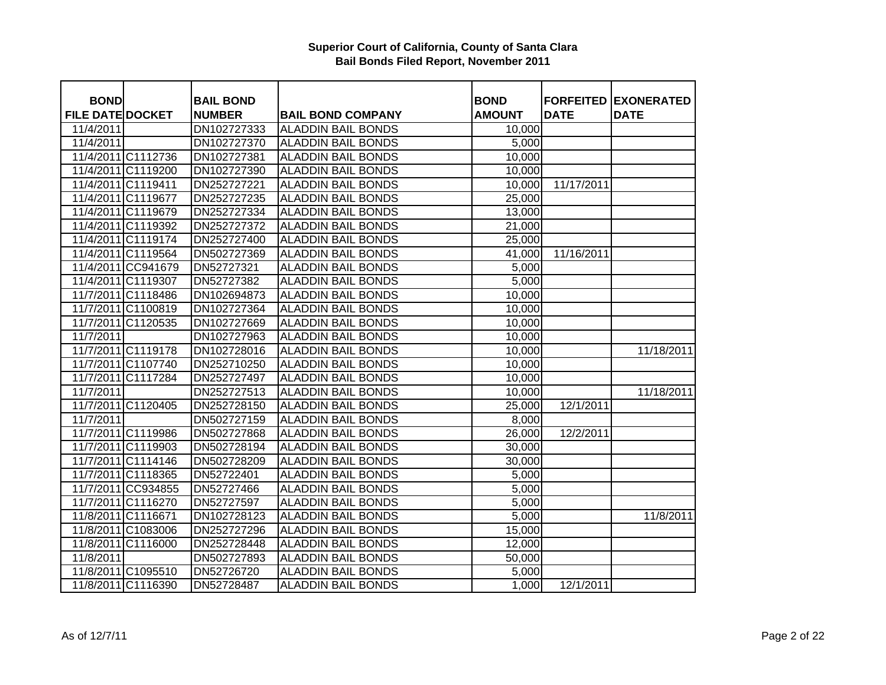**Superior Court of California, County of Santa Clara**
**Bail Bonds Filed Report, November 2011**

| BOND FILE DATE | DOCKET | BAIL BOND NUMBER | BAIL BOND COMPANY | BOND AMOUNT | FORFEITED DATE | EXONERATED DATE |
|---|---|---|---|---|---|---|
| 11/4/2011 | | DN102727333 | ALADDIN BAIL BONDS | 10,000 | | |
| 11/4/2011 | | DN102727370 | ALADDIN BAIL BONDS | 5,000 | | |
| 11/4/2011 | C1112736 | DN102727381 | ALADDIN BAIL BONDS | 10,000 | | |
| 11/4/2011 | C1119200 | DN102727390 | ALADDIN BAIL BONDS | 10,000 | | |
| 11/4/2011 | C1119411 | DN252727221 | ALADDIN BAIL BONDS | 10,000 | 11/17/2011 | |
| 11/4/2011 | C1119677 | DN252727235 | ALADDIN BAIL BONDS | 25,000 | | |
| 11/4/2011 | C1119679 | DN252727334 | ALADDIN BAIL BONDS | 13,000 | | |
| 11/4/2011 | C1119392 | DN252727372 | ALADDIN BAIL BONDS | 21,000 | | |
| 11/4/2011 | C1119174 | DN252727400 | ALADDIN BAIL BONDS | 25,000 | | |
| 11/4/2011 | C1119564 | DN502727369 | ALADDIN BAIL BONDS | 41,000 | 11/16/2011 | |
| 11/4/2011 | CC941679 | DN52727321 | ALADDIN BAIL BONDS | 5,000 | | |
| 11/4/2011 | C1119307 | DN52727382 | ALADDIN BAIL BONDS | 5,000 | | |
| 11/7/2011 | C1118486 | DN102694873 | ALADDIN BAIL BONDS | 10,000 | | |
| 11/7/2011 | C1100819 | DN102727364 | ALADDIN BAIL BONDS | 10,000 | | |
| 11/7/2011 | C1120535 | DN102727669 | ALADDIN BAIL BONDS | 10,000 | | |
| 11/7/2011 | | DN102727963 | ALADDIN BAIL BONDS | 10,000 | | |
| 11/7/2011 | C1119178 | DN102728016 | ALADDIN BAIL BONDS | 10,000 | | 11/18/2011 |
| 11/7/2011 | C1107740 | DN252710250 | ALADDIN BAIL BONDS | 10,000 | | |
| 11/7/2011 | C1117284 | DN252727497 | ALADDIN BAIL BONDS | 10,000 | | |
| 11/7/2011 | | DN252727513 | ALADDIN BAIL BONDS | 10,000 | | 11/18/2011 |
| 11/7/2011 | C1120405 | DN252728150 | ALADDIN BAIL BONDS | 25,000 | 12/1/2011 | |
| 11/7/2011 | | DN502727159 | ALADDIN BAIL BONDS | 8,000 | | |
| 11/7/2011 | C1119986 | DN502727868 | ALADDIN BAIL BONDS | 26,000 | 12/2/2011 | |
| 11/7/2011 | C1119903 | DN502728194 | ALADDIN BAIL BONDS | 30,000 | | |
| 11/7/2011 | C1114146 | DN502728209 | ALADDIN BAIL BONDS | 30,000 | | |
| 11/7/2011 | C1118365 | DN52722401 | ALADDIN BAIL BONDS | 5,000 | | |
| 11/7/2011 | CC934855 | DN52727466 | ALADDIN BAIL BONDS | 5,000 | | |
| 11/7/2011 | C1116270 | DN52727597 | ALADDIN BAIL BONDS | 5,000 | | |
| 11/8/2011 | C1116671 | DN102728123 | ALADDIN BAIL BONDS | 5,000 | | 11/8/2011 |
| 11/8/2011 | C1083006 | DN252727296 | ALADDIN BAIL BONDS | 15,000 | | |
| 11/8/2011 | C1116000 | DN252728448 | ALADDIN BAIL BONDS | 12,000 | | |
| 11/8/2011 | | DN502727893 | ALADDIN BAIL BONDS | 50,000 | | |
| 11/8/2011 | C1095510 | DN52726720 | ALADDIN BAIL BONDS | 5,000 | | |
| 11/8/2011 | C1116390 | DN52728487 | ALADDIN BAIL BONDS | 1,000 | 12/1/2011 | |

As of 12/7/11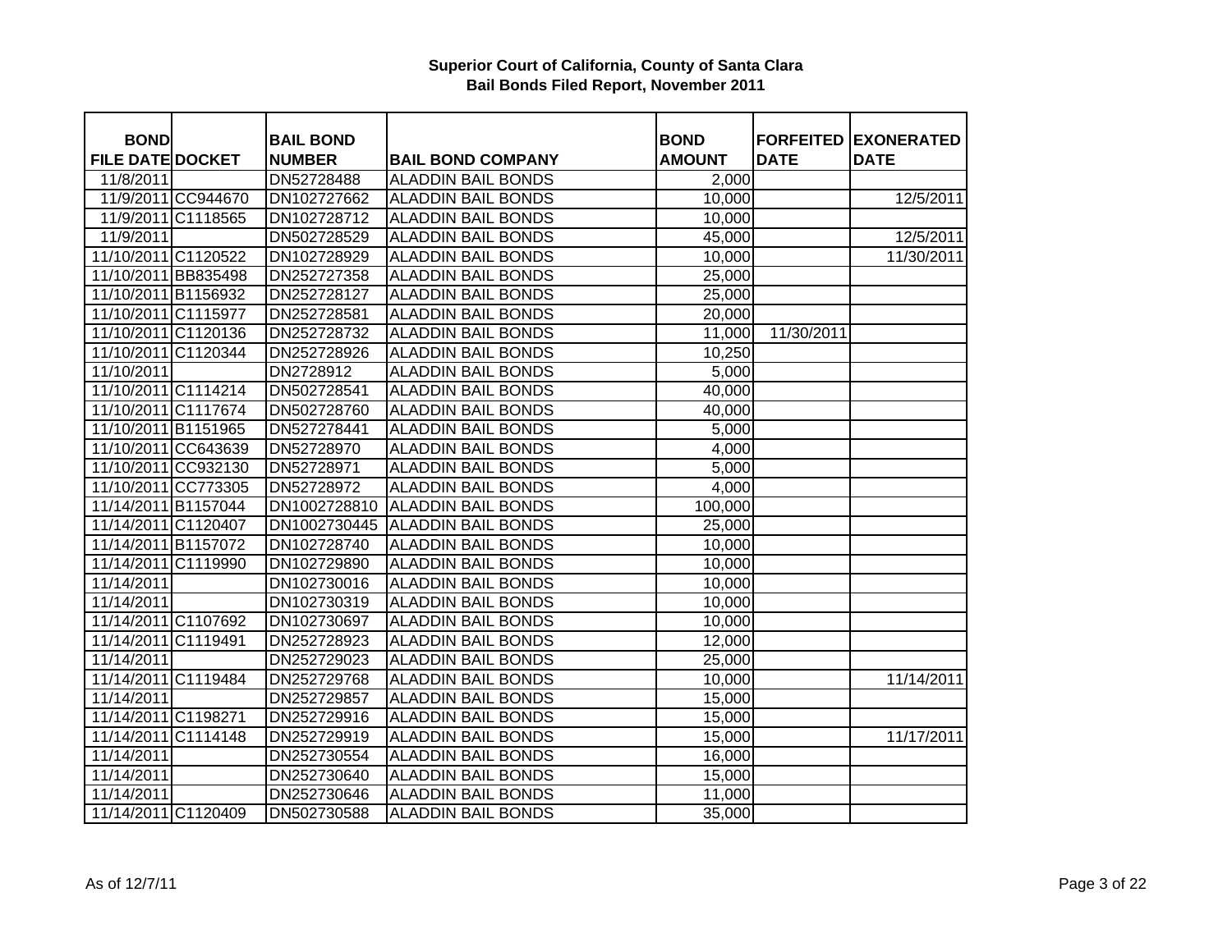**Superior Court of California, County of Santa Clara**
**Bail Bonds Filed Report, November 2011**

| BOND FILE DATE | DOCKET | BAIL BOND NUMBER | BAIL BOND COMPANY | BOND AMOUNT | FORFEITED DATE | EXONERATED DATE |
|---|---|---|---|---|---|---|
| 11/8/2011 | | DN52728488 | ALADDIN BAIL BONDS | 2,000 | | |
| 11/9/2011 | CC944670 | DN102727662 | ALADDIN BAIL BONDS | 10,000 | | 12/5/2011 |
| 11/9/2011 | C1118565 | DN102728712 | ALADDIN BAIL BONDS | 10,000 | | |
| 11/9/2011 | | DN502728529 | ALADDIN BAIL BONDS | 45,000 | | 12/5/2011 |
| 11/10/2011 | C1120522 | DN102728929 | ALADDIN BAIL BONDS | 10,000 | | 11/30/2011 |
| 11/10/2011 | BB835498 | DN252727358 | ALADDIN BAIL BONDS | 25,000 | | |
| 11/10/2011 | B1156932 | DN252728127 | ALADDIN BAIL BONDS | 25,000 | | |
| 11/10/2011 | C1115977 | DN252728581 | ALADDIN BAIL BONDS | 20,000 | | |
| 11/10/2011 | C1120136 | DN252728732 | ALADDIN BAIL BONDS | 11,000 | 11/30/2011 | |
| 11/10/2011 | C1120344 | DN252728926 | ALADDIN BAIL BONDS | 10,250 | | |
| 11/10/2011 | | DN2728912 | ALADDIN BAIL BONDS | 5,000 | | |
| 11/10/2011 | C1114214 | DN502728541 | ALADDIN BAIL BONDS | 40,000 | | |
| 11/10/2011 | C1117674 | DN502728760 | ALADDIN BAIL BONDS | 40,000 | | |
| 11/10/2011 | B1151965 | DN527278441 | ALADDIN BAIL BONDS | 5,000 | | |
| 11/10/2011 | CC643639 | DN52728970 | ALADDIN BAIL BONDS | 4,000 | | |
| 11/10/2011 | CC932130 | DN52728971 | ALADDIN BAIL BONDS | 5,000 | | |
| 11/10/2011 | CC773305 | DN52728972 | ALADDIN BAIL BONDS | 4,000 | | |
| 11/14/2011 | B1157044 | DN1002728810 | ALADDIN BAIL BONDS | 100,000 | | |
| 11/14/2011 | C1120407 | DN1002730445 | ALADDIN BAIL BONDS | 25,000 | | |
| 11/14/2011 | B1157072 | DN102728740 | ALADDIN BAIL BONDS | 10,000 | | |
| 11/14/2011 | C1119990 | DN102729890 | ALADDIN BAIL BONDS | 10,000 | | |
| 11/14/2011 | | DN102730016 | ALADDIN BAIL BONDS | 10,000 | | |
| 11/14/2011 | | DN102730319 | ALADDIN BAIL BONDS | 10,000 | | |
| 11/14/2011 | C1107692 | DN102730697 | ALADDIN BAIL BONDS | 10,000 | | |
| 11/14/2011 | C1119491 | DN252728923 | ALADDIN BAIL BONDS | 12,000 | | |
| 11/14/2011 | | DN252729023 | ALADDIN BAIL BONDS | 25,000 | | |
| 11/14/2011 | C1119484 | DN252729768 | ALADDIN BAIL BONDS | 10,000 | | 11/14/2011 |
| 11/14/2011 | | DN252729857 | ALADDIN BAIL BONDS | 15,000 | | |
| 11/14/2011 | C1198271 | DN252729916 | ALADDIN BAIL BONDS | 15,000 | | |
| 11/14/2011 | C1114148 | DN252729919 | ALADDIN BAIL BONDS | 15,000 | | 11/17/2011 |
| 11/14/2011 | | DN252730554 | ALADDIN BAIL BONDS | 16,000 | | |
| 11/14/2011 | | DN252730640 | ALADDIN BAIL BONDS | 15,000 | | |
| 11/14/2011 | | DN252730646 | ALADDIN BAIL BONDS | 11,000 | | |
| 11/14/2011 | C1120409 | DN502730588 | ALADDIN BAIL BONDS | 35,000 | | |

As of 12/7/11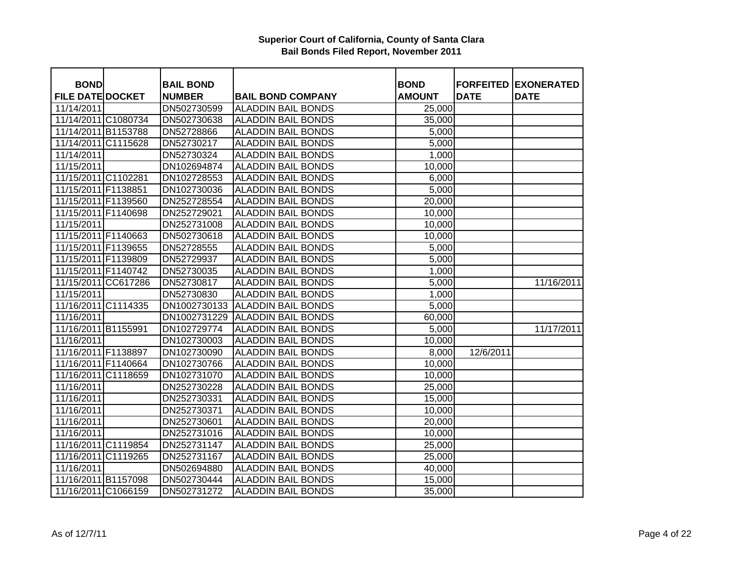# Superior Court of California, County of Santa Clara
## Bail Bonds Filed Report, November 2011

| BOND FILE DATE | DOCKET | BAIL BOND NUMBER | BAIL BOND COMPANY | BOND AMOUNT | FORFEITED DATE | EXONERATED DATE |
|---|---|---|---|---|---|---|
| 11/14/2011 | | DN502730599 | ALADDIN BAIL BONDS | 25,000 | | |
| 11/14/2011 | C1080734 | DN502730638 | ALADDIN BAIL BONDS | 35,000 | | |
| 11/14/2011 | B1153788 | DN52728866 | ALADDIN BAIL BONDS | 5,000 | | |
| 11/14/2011 | C1115628 | DN52730217 | ALADDIN BAIL BONDS | 5,000 | | |
| 11/14/2011 | | DN52730324 | ALADDIN BAIL BONDS | 1,000 | | |
| 11/15/2011 | | DN102694874 | ALADDIN BAIL BONDS | 10,000 | | |
| 11/15/2011 | C1102281 | DN102728553 | ALADDIN BAIL BONDS | 6,000 | | |
| 11/15/2011 | F1138851 | DN102730036 | ALADDIN BAIL BONDS | 5,000 | | |
| 11/15/2011 | F1139560 | DN252728554 | ALADDIN BAIL BONDS | 20,000 | | |
| 11/15/2011 | F1140698 | DN252729021 | ALADDIN BAIL BONDS | 10,000 | | |
| 11/15/2011 | | DN252731008 | ALADDIN BAIL BONDS | 10,000 | | |
| 11/15/2011 | F1140663 | DN502730618 | ALADDIN BAIL BONDS | 10,000 | | |
| 11/15/2011 | F1139655 | DN52728555 | ALADDIN BAIL BONDS | 5,000 | | |
| 11/15/2011 | F1139809 | DN52729937 | ALADDIN BAIL BONDS | 5,000 | | |
| 11/15/2011 | F1140742 | DN52730035 | ALADDIN BAIL BONDS | 1,000 | | |
| 11/15/2011 | CC617286 | DN52730817 | ALADDIN BAIL BONDS | 5,000 | | 11/16/2011 |
| 11/15/2011 | | DN52730830 | ALADDIN BAIL BONDS | 1,000 | | |
| 11/16/2011 | C1114335 | DN1002730133 | ALADDIN BAIL BONDS | 5,000 | | |
| 11/16/2011 | | DN1002731229 | ALADDIN BAIL BONDS | 60,000 | | |
| 11/16/2011 | B1155991 | DN102729774 | ALADDIN BAIL BONDS | 5,000 | | 11/17/2011 |
| 11/16/2011 | | DN102730003 | ALADDIN BAIL BONDS | 10,000 | | |
| 11/16/2011 | F1138897 | DN102730090 | ALADDIN BAIL BONDS | 8,000 | 12/6/2011 | |
| 11/16/2011 | F1140664 | DN102730766 | ALADDIN BAIL BONDS | 10,000 | | |
| 11/16/2011 | C1118659 | DN102731070 | ALADDIN BAIL BONDS | 10,000 | | |
| 11/16/2011 | | DN252730228 | ALADDIN BAIL BONDS | 25,000 | | |
| 11/16/2011 | | DN252730331 | ALADDIN BAIL BONDS | 15,000 | | |
| 11/16/2011 | | DN252730371 | ALADDIN BAIL BONDS | 10,000 | | |
| 11/16/2011 | | DN252730601 | ALADDIN BAIL BONDS | 20,000 | | |
| 11/16/2011 | | DN252731016 | ALADDIN BAIL BONDS | 10,000 | | |
| 11/16/2011 | C1119854 | DN252731147 | ALADDIN BAIL BONDS | 25,000 | | |
| 11/16/2011 | C1119265 | DN252731167 | ALADDIN BAIL BONDS | 25,000 | | |
| 11/16/2011 | | DN502694880 | ALADDIN BAIL BONDS | 40,000 | | |
| 11/16/2011 | B1157098 | DN502730444 | ALADDIN BAIL BONDS | 15,000 | | |
| 11/16/2011 | C1066159 | DN502731272 | ALADDIN BAIL BONDS | 35,000 | | |

As of 12/7/11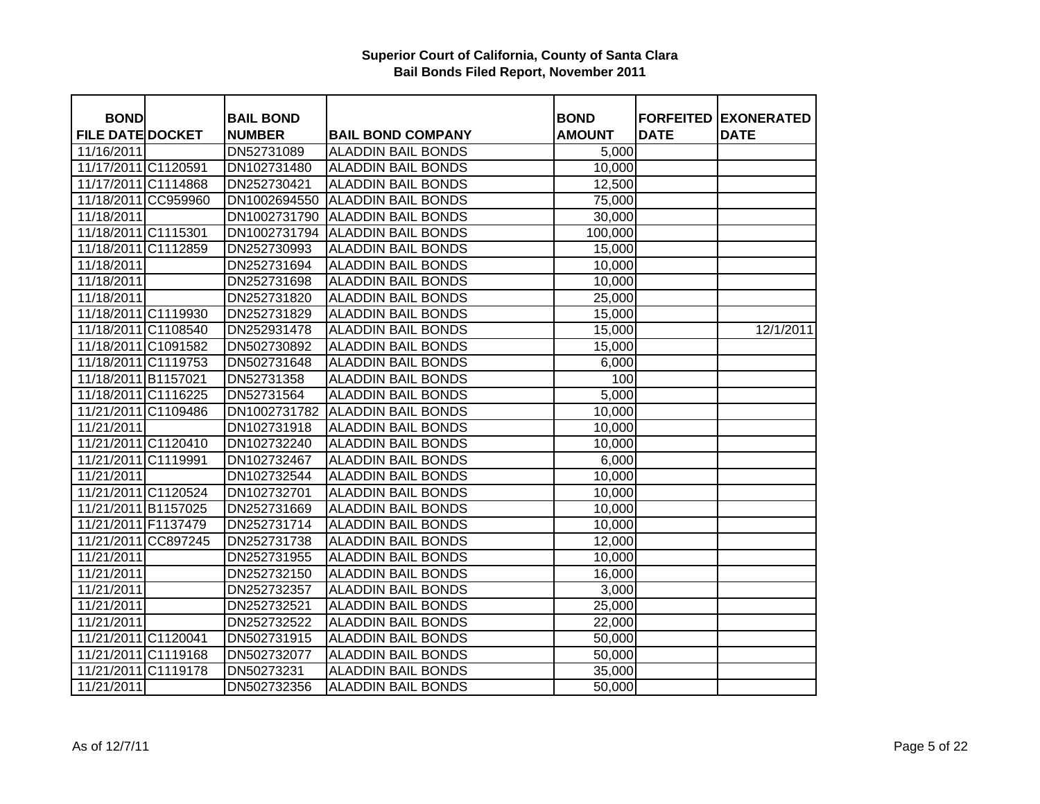**Superior Court of California, County of Santa Clara**
**Bail Bonds Filed Report, November 2011**

| BOND FILE DATE | DOCKET | BAIL BOND NUMBER | BAIL BOND COMPANY | BOND AMOUNT | FORFEITED DATE | EXONERATED DATE |
|---|---|---|---|---|---|---|
| 11/16/2011 | | DN52731089 | ALADDIN BAIL BONDS | 5,000 | | |
| 11/17/2011 | C1120591 | DN102731480 | ALADDIN BAIL BONDS | 10,000 | | |
| 11/17/2011 | C1114868 | DN252730421 | ALADDIN BAIL BONDS | 12,500 | | |
| 11/18/2011 | CC959960 | DN1002694550 | ALADDIN BAIL BONDS | 75,000 | | |
| 11/18/2011 | | DN1002731790 | ALADDIN BAIL BONDS | 30,000 | | |
| 11/18/2011 | C1115301 | DN1002731794 | ALADDIN BAIL BONDS | 100,000 | | |
| 11/18/2011 | C1112859 | DN252730993 | ALADDIN BAIL BONDS | 15,000 | | |
| 11/18/2011 | | DN252731694 | ALADDIN BAIL BONDS | 10,000 | | |
| 11/18/2011 | | DN252731698 | ALADDIN BAIL BONDS | 10,000 | | |
| 11/18/2011 | | DN252731820 | ALADDIN BAIL BONDS | 25,000 | | |
| 11/18/2011 | C1119930 | DN252731829 | ALADDIN BAIL BONDS | 15,000 | | |
| 11/18/2011 | C1108540 | DN252931478 | ALADDIN BAIL BONDS | 15,000 | | 12/1/2011 |
| 11/18/2011 | C1091582 | DN502730892 | ALADDIN BAIL BONDS | 15,000 | | |
| 11/18/2011 | C1119753 | DN502731648 | ALADDIN BAIL BONDS | 6,000 | | |
| 11/18/2011 | B1157021 | DN52731358 | ALADDIN BAIL BONDS | 100 | | |
| 11/18/2011 | C1116225 | DN52731564 | ALADDIN BAIL BONDS | 5,000 | | |
| 11/21/2011 | C1109486 | DN1002731782 | ALADDIN BAIL BONDS | 10,000 | | |
| 11/21/2011 | | DN102731918 | ALADDIN BAIL BONDS | 10,000 | | |
| 11/21/2011 | C1120410 | DN102732240 | ALADDIN BAIL BONDS | 10,000 | | |
| 11/21/2011 | C1119991 | DN102732467 | ALADDIN BAIL BONDS | 6,000 | | |
| 11/21/2011 | | DN102732544 | ALADDIN BAIL BONDS | 10,000 | | |
| 11/21/2011 | C1120524 | DN102732701 | ALADDIN BAIL BONDS | 10,000 | | |
| 11/21/2011 | B1157025 | DN252731669 | ALADDIN BAIL BONDS | 10,000 | | |
| 11/21/2011 | F1137479 | DN252731714 | ALADDIN BAIL BONDS | 10,000 | | |
| 11/21/2011 | CC897245 | DN252731738 | ALADDIN BAIL BONDS | 12,000 | | |
| 11/21/2011 | | DN252731955 | ALADDIN BAIL BONDS | 10,000 | | |
| 11/21/2011 | | DN252732150 | ALADDIN BAIL BONDS | 16,000 | | |
| 11/21/2011 | | DN252732357 | ALADDIN BAIL BONDS | 3,000 | | |
| 11/21/2011 | | DN252732521 | ALADDIN BAIL BONDS | 25,000 | | |
| 11/21/2011 | | DN252732522 | ALADDIN BAIL BONDS | 22,000 | | |
| 11/21/2011 | C1120041 | DN502731915 | ALADDIN BAIL BONDS | 50,000 | | |
| 11/21/2011 | C1119168 | DN502732077 | ALADDIN BAIL BONDS | 50,000 | | |
| 11/21/2011 | C1119178 | DN50273231 | ALADDIN BAIL BONDS | 35,000 | | |
| 11/21/2011 | | DN502732356 | ALADDIN BAIL BONDS | 50,000 | | |

As of 12/7/11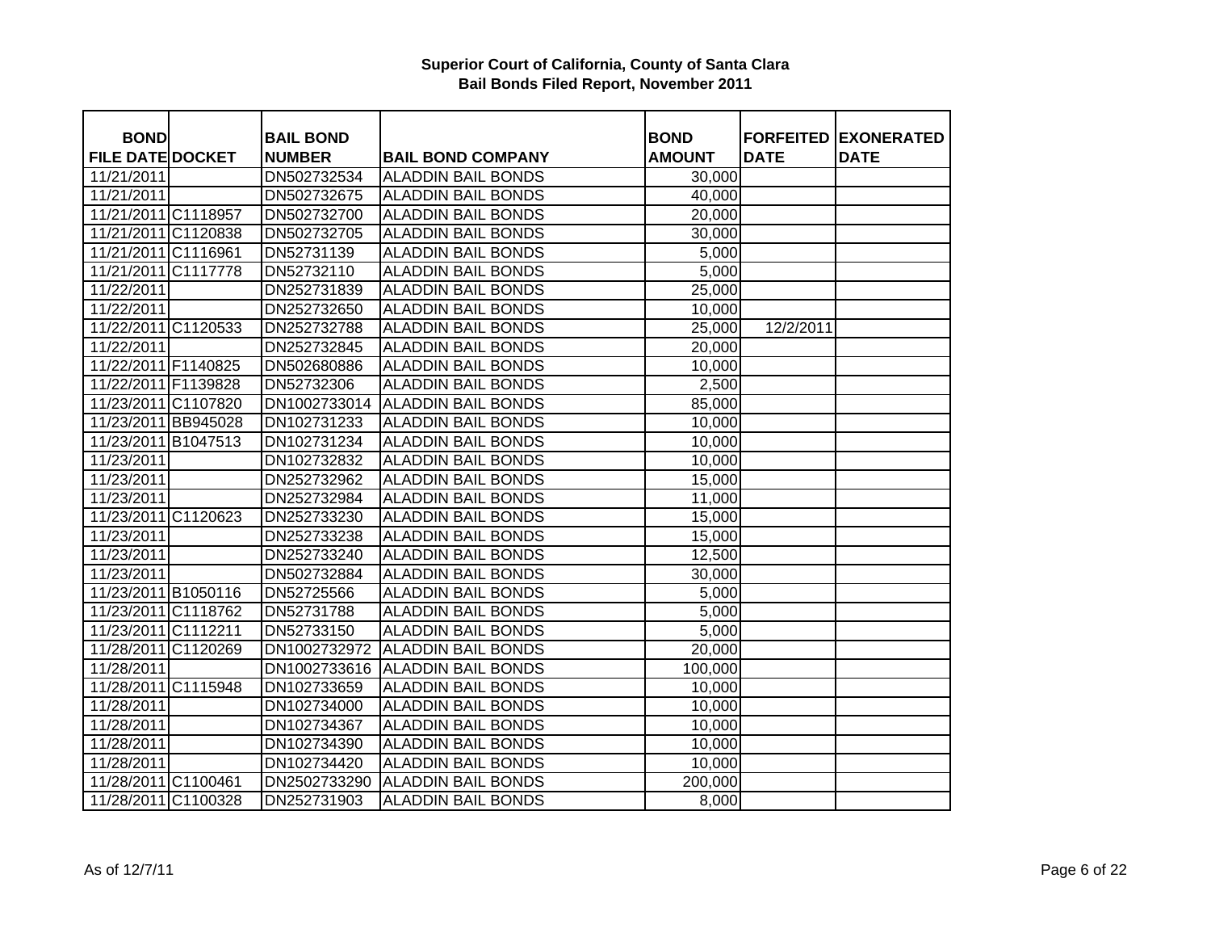**Superior Court of California, County of Santa Clara**
**Bail Bonds Filed Report, November 2011**

| BOND FILE DATE | DOCKET | BAIL BOND NUMBER | BAIL BOND COMPANY | BOND AMOUNT | FORFEITED DATE | EXONERATED DATE |
|---|---|---|---|---|---|---|
| 11/21/2011 | | DN502732534 | ALADDIN BAIL BONDS | 30,000 | | |
| 11/21/2011 | | DN502732675 | ALADDIN BAIL BONDS | 40,000 | | |
| 11/21/2011 | C1118957 | DN502732700 | ALADDIN BAIL BONDS | 20,000 | | |
| 11/21/2011 | C1120838 | DN502732705 | ALADDIN BAIL BONDS | 30,000 | | |
| 11/21/2011 | C1116961 | DN52731139 | ALADDIN BAIL BONDS | 5,000 | | |
| 11/21/2011 | C1117778 | DN52732110 | ALADDIN BAIL BONDS | 5,000 | | |
| 11/22/2011 | | DN252731839 | ALADDIN BAIL BONDS | 25,000 | | |
| 11/22/2011 | | DN252732650 | ALADDIN BAIL BONDS | 10,000 | | |
| 11/22/2011 | C1120533 | DN252732788 | ALADDIN BAIL BONDS | 25,000 | 12/2/2011 | |
| 11/22/2011 | | DN252732845 | ALADDIN BAIL BONDS | 20,000 | | |
| 11/22/2011 | F1140825 | DN502680886 | ALADDIN BAIL BONDS | 10,000 | | |
| 11/22/2011 | F1139828 | DN52732306 | ALADDIN BAIL BONDS | 2,500 | | |
| 11/23/2011 | C1107820 | DN1002733014 | ALADDIN BAIL BONDS | 85,000 | | |
| 11/23/2011 | BB945028 | DN102731233 | ALADDIN BAIL BONDS | 10,000 | | |
| 11/23/2011 | B1047513 | DN102731234 | ALADDIN BAIL BONDS | 10,000 | | |
| 11/23/2011 | | DN102732832 | ALADDIN BAIL BONDS | 10,000 | | |
| 11/23/2011 | | DN252732962 | ALADDIN BAIL BONDS | 15,000 | | |
| 11/23/2011 | | DN252732984 | ALADDIN BAIL BONDS | 11,000 | | |
| 11/23/2011 | C1120623 | DN252733230 | ALADDIN BAIL BONDS | 15,000 | | |
| 11/23/2011 | | DN252733238 | ALADDIN BAIL BONDS | 15,000 | | |
| 11/23/2011 | | DN252733240 | ALADDIN BAIL BONDS | 12,500 | | |
| 11/23/2011 | | DN502732884 | ALADDIN BAIL BONDS | 30,000 | | |
| 11/23/2011 | B1050116 | DN52725566 | ALADDIN BAIL BONDS | 5,000 | | |
| 11/23/2011 | C1118762 | DN52731788 | ALADDIN BAIL BONDS | 5,000 | | |
| 11/23/2011 | C1112211 | DN52733150 | ALADDIN BAIL BONDS | 5,000 | | |
| 11/28/2011 | C1120269 | DN1002732972 | ALADDIN BAIL BONDS | 20,000 | | |
| 11/28/2011 | | DN1002733616 | ALADDIN BAIL BONDS | 100,000 | | |
| 11/28/2011 | C1115948 | DN102733659 | ALADDIN BAIL BONDS | 10,000 | | |
| 11/28/2011 | | DN102734000 | ALADDIN BAIL BONDS | 10,000 | | |
| 11/28/2011 | | DN102734367 | ALADDIN BAIL BONDS | 10,000 | | |
| 11/28/2011 | | DN102734390 | ALADDIN BAIL BONDS | 10,000 | | |
| 11/28/2011 | | DN102734420 | ALADDIN BAIL BONDS | 10,000 | | |
| 11/28/2011 | C1100461 | DN2502733290 | ALADDIN BAIL BONDS | 200,000 | | |
| 11/28/2011 | C1100328 | DN252731903 | ALADDIN BAIL BONDS | 8,000 | | |

As of 12/7/11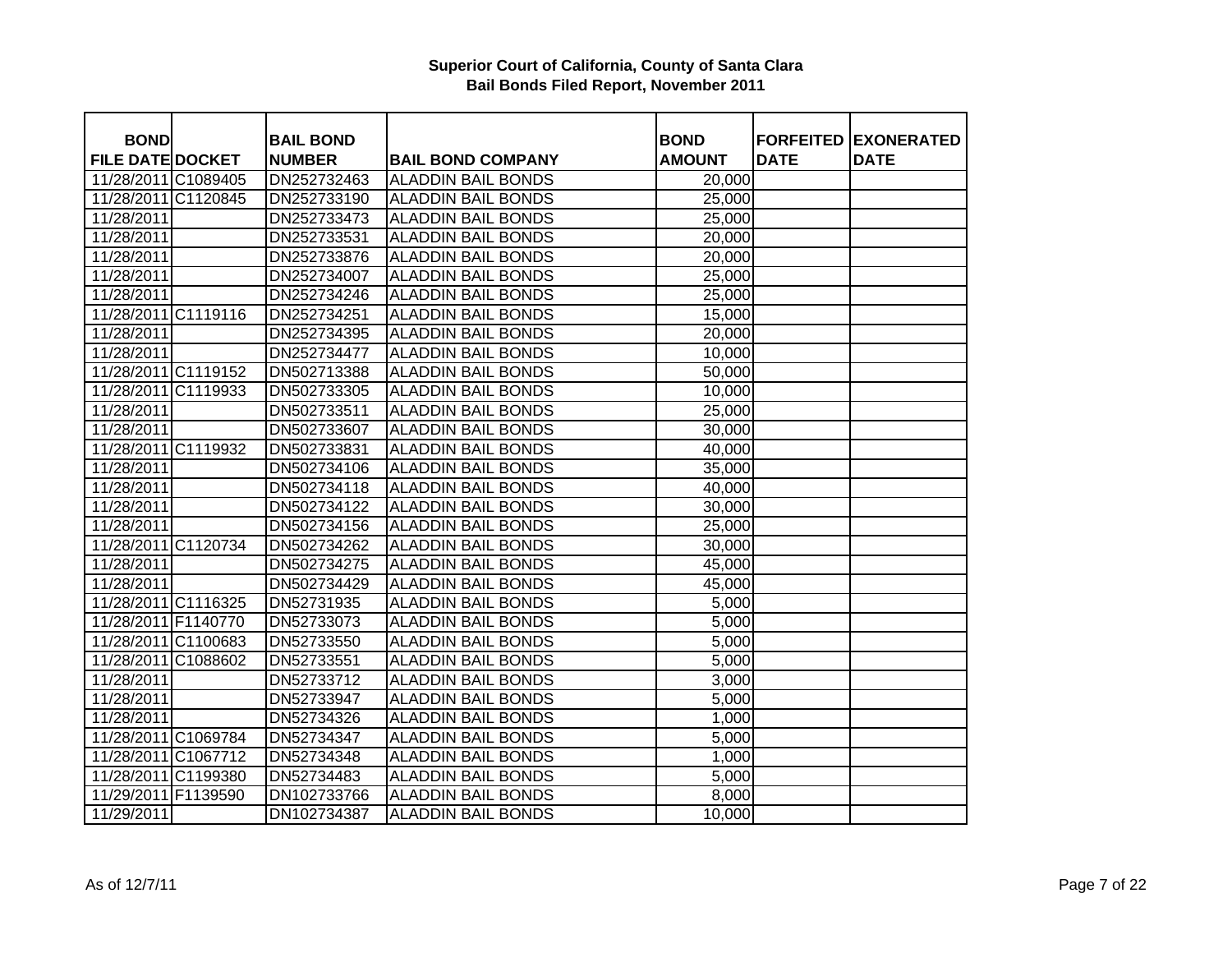**Superior Court of California, County of Santa Clara**
**Bail Bonds Filed Report, November 2011**

| BOND FILE DATE | DOCKET | BAIL BOND NUMBER | BAIL BOND COMPANY | BOND AMOUNT | FORFEITED DATE | EXONERATED DATE |
|---|---|---|---|---|---|---|
| 11/28/2011 | C1089405 | DN252732463 | ALADDIN BAIL BONDS | 20,000 | | |
| 11/28/2011 | C1120845 | DN252733190 | ALADDIN BAIL BONDS | 25,000 | | |
| 11/28/2011 | | DN252733473 | ALADDIN BAIL BONDS | 25,000 | | |
| 11/28/2011 | | DN252733531 | ALADDIN BAIL BONDS | 20,000 | | |
| 11/28/2011 | | DN252733876 | ALADDIN BAIL BONDS | 20,000 | | |
| 11/28/2011 | | DN252734007 | ALADDIN BAIL BONDS | 25,000 | | |
| 11/28/2011 | | DN252734246 | ALADDIN BAIL BONDS | 25,000 | | |
| 11/28/2011 | C1119116 | DN252734251 | ALADDIN BAIL BONDS | 15,000 | | |
| 11/28/2011 | | DN252734395 | ALADDIN BAIL BONDS | 20,000 | | |
| 11/28/2011 | | DN252734477 | ALADDIN BAIL BONDS | 10,000 | | |
| 11/28/2011 | C1119152 | DN502713388 | ALADDIN BAIL BONDS | 50,000 | | |
| 11/28/2011 | C1119933 | DN502733305 | ALADDIN BAIL BONDS | 10,000 | | |
| 11/28/2011 | | DN502733511 | ALADDIN BAIL BONDS | 25,000 | | |
| 11/28/2011 | | DN502733607 | ALADDIN BAIL BONDS | 30,000 | | |
| 11/28/2011 | C1119932 | DN502733831 | ALADDIN BAIL BONDS | 40,000 | | |
| 11/28/2011 | | DN502734106 | ALADDIN BAIL BONDS | 35,000 | | |
| 11/28/2011 | | DN502734118 | ALADDIN BAIL BONDS | 40,000 | | |
| 11/28/2011 | | DN502734122 | ALADDIN BAIL BONDS | 30,000 | | |
| 11/28/2011 | | DN502734156 | ALADDIN BAIL BONDS | 25,000 | | |
| 11/28/2011 | C1120734 | DN502734262 | ALADDIN BAIL BONDS | 30,000 | | |
| 11/28/2011 | | DN502734275 | ALADDIN BAIL BONDS | 45,000 | | |
| 11/28/2011 | | DN502734429 | ALADDIN BAIL BONDS | 45,000 | | |
| 11/28/2011 | C1116325 | DN52731935 | ALADDIN BAIL BONDS | 5,000 | | |
| 11/28/2011 | F1140770 | DN52733073 | ALADDIN BAIL BONDS | 5,000 | | |
| 11/28/2011 | C1100683 | DN52733550 | ALADDIN BAIL BONDS | 5,000 | | |
| 11/28/2011 | C1088602 | DN52733551 | ALADDIN BAIL BONDS | 5,000 | | |
| 11/28/2011 | | DN52733712 | ALADDIN BAIL BONDS | 3,000 | | |
| 11/28/2011 | | DN52733947 | ALADDIN BAIL BONDS | 5,000 | | |
| 11/28/2011 | | DN52734326 | ALADDIN BAIL BONDS | 1,000 | | |
| 11/28/2011 | C1069784 | DN52734347 | ALADDIN BAIL BONDS | 5,000 | | |
| 11/28/2011 | C1067712 | DN52734348 | ALADDIN BAIL BONDS | 1,000 | | |
| 11/28/2011 | C1199380 | DN52734483 | ALADDIN BAIL BONDS | 5,000 | | |
| 11/29/2011 | F1139590 | DN102733766 | ALADDIN BAIL BONDS | 8,000 | | |
| 11/29/2011 | | DN102734387 | ALADDIN BAIL BONDS | 10,000 | | |

As of 12/7/11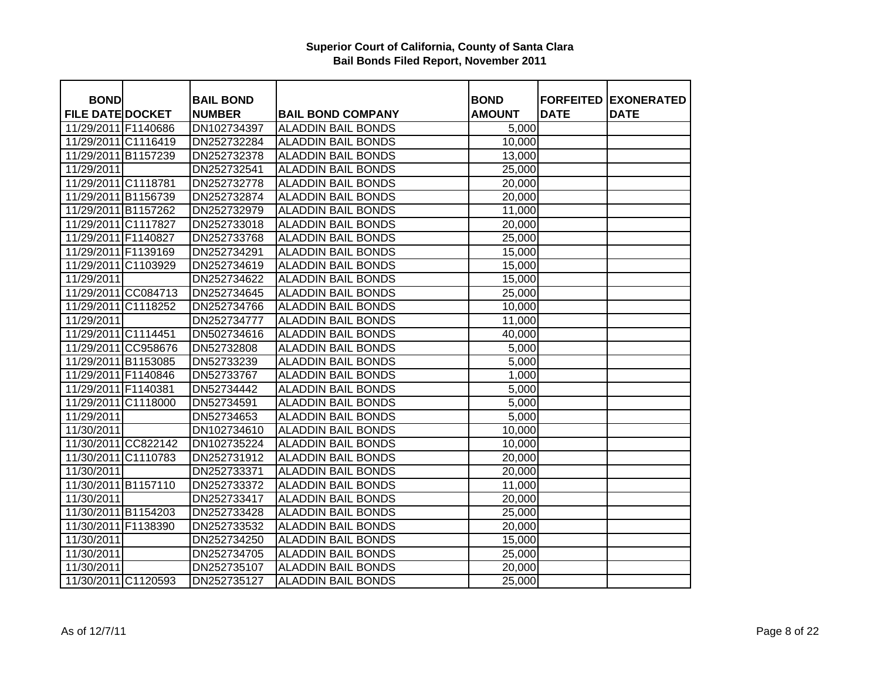## Superior Court of California, County of Santa Clara
## Bail Bonds Filed Report, November 2011

| BOND FILE DATE | DOCKET | BAIL BOND NUMBER | BAIL BOND COMPANY | BOND AMOUNT | FORFEITED DATE | EXONERATED DATE |
|---|---|---|---|---|---|---|
| 11/29/2011 | F1140686 | DN102734397 | ALADDIN BAIL BONDS | 5,000 | | |
| 11/29/2011 | C1116419 | DN252732284 | ALADDIN BAIL BONDS | 10,000 | | |
| 11/29/2011 | B1157239 | DN252732378 | ALADDIN BAIL BONDS | 13,000 | | |
| 11/29/2011 | | DN252732541 | ALADDIN BAIL BONDS | 25,000 | | |
| 11/29/2011 | C1118781 | DN252732778 | ALADDIN BAIL BONDS | 20,000 | | |
| 11/29/2011 | B1156739 | DN252732874 | ALADDIN BAIL BONDS | 20,000 | | |
| 11/29/2011 | B1157262 | DN252732979 | ALADDIN BAIL BONDS | 11,000 | | |
| 11/29/2011 | C1117827 | DN252733018 | ALADDIN BAIL BONDS | 20,000 | | |
| 11/29/2011 | F1140827 | DN252733768 | ALADDIN BAIL BONDS | 25,000 | | |
| 11/29/2011 | F1139169 | DN252734291 | ALADDIN BAIL BONDS | 15,000 | | |
| 11/29/2011 | C1103929 | DN252734619 | ALADDIN BAIL BONDS | 15,000 | | |
| 11/29/2011 | | DN252734622 | ALADDIN BAIL BONDS | 15,000 | | |
| 11/29/2011 | CC084713 | DN252734645 | ALADDIN BAIL BONDS | 25,000 | | |
| 11/29/2011 | C1118252 | DN252734766 | ALADDIN BAIL BONDS | 10,000 | | |
| 11/29/2011 | | DN252734777 | ALADDIN BAIL BONDS | 11,000 | | |
| 11/29/2011 | C1114451 | DN502734616 | ALADDIN BAIL BONDS | 40,000 | | |
| 11/29/2011 | CC958676 | DN52732808 | ALADDIN BAIL BONDS | 5,000 | | |
| 11/29/2011 | B1153085 | DN52733239 | ALADDIN BAIL BONDS | 5,000 | | |
| 11/29/2011 | F1140846 | DN52733767 | ALADDIN BAIL BONDS | 1,000 | | |
| 11/29/2011 | F1140381 | DN52734442 | ALADDIN BAIL BONDS | 5,000 | | |
| 11/29/2011 | C1118000 | DN52734591 | ALADDIN BAIL BONDS | 5,000 | | |
| 11/29/2011 | | DN52734653 | ALADDIN BAIL BONDS | 5,000 | | |
| 11/30/2011 | | DN102734610 | ALADDIN BAIL BONDS | 10,000 | | |
| 11/30/2011 | CC822142 | DN102735224 | ALADDIN BAIL BONDS | 10,000 | | |
| 11/30/2011 | C1110783 | DN252731912 | ALADDIN BAIL BONDS | 20,000 | | |
| 11/30/2011 | | DN252733371 | ALADDIN BAIL BONDS | 20,000 | | |
| 11/30/2011 | B1157110 | DN252733372 | ALADDIN BAIL BONDS | 11,000 | | |
| 11/30/2011 | | DN252733417 | ALADDIN BAIL BONDS | 20,000 | | |
| 11/30/2011 | B1154203 | DN252733428 | ALADDIN BAIL BONDS | 25,000 | | |
| 11/30/2011 | F1138390 | DN252733532 | ALADDIN BAIL BONDS | 20,000 | | |
| 11/30/2011 | | DN252734250 | ALADDIN BAIL BONDS | 15,000 | | |
| 11/30/2011 | | DN252734705 | ALADDIN BAIL BONDS | 25,000 | | |
| 11/30/2011 | | DN252735107 | ALADDIN BAIL BONDS | 20,000 | | |
| 11/30/2011 | C1120593 | DN252735127 | ALADDIN BAIL BONDS | 25,000 | | |

As of 12/7/11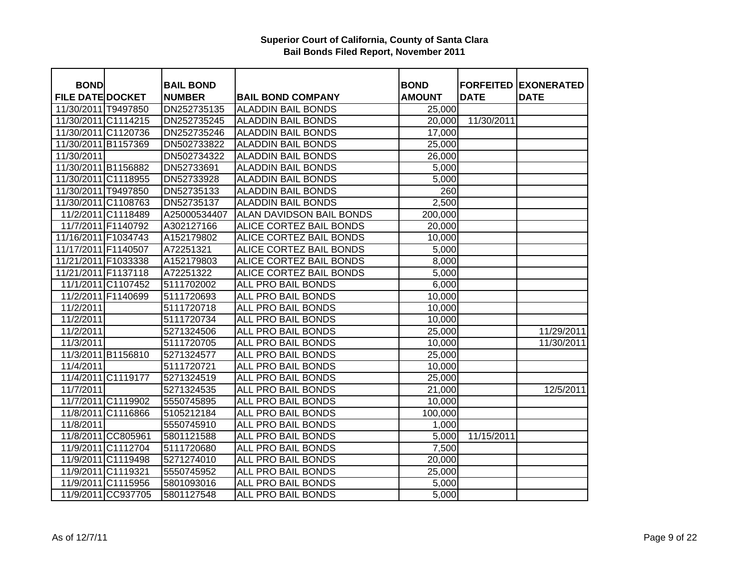**Superior Court of California, County of Santa Clara**
**Bail Bonds Filed Report, November 2011**

| BOND FILE DATE | DOCKET | BAIL BOND NUMBER | BAIL BOND COMPANY | BOND AMOUNT | FORFEITED DATE | EXONERATED DATE |
|---|---|---|---|---|---|---|
| 11/30/2011 | T9497850 | DN252735135 | ALADDIN BAIL BONDS | 25,000 | | |
| 11/30/2011 | C1114215 | DN252735245 | ALADDIN BAIL BONDS | 20,000 | 11/30/2011 | |
| 11/30/2011 | C1120736 | DN252735246 | ALADDIN BAIL BONDS | 17,000 | | |
| 11/30/2011 | B1157369 | DN502733822 | ALADDIN BAIL BONDS | 25,000 | | |
| 11/30/2011 | | DN502734322 | ALADDIN BAIL BONDS | 26,000 | | |
| 11/30/2011 | B1156882 | DN52733691 | ALADDIN BAIL BONDS | 5,000 | | |
| 11/30/2011 | C1118955 | DN52733928 | ALADDIN BAIL BONDS | 5,000 | | |
| 11/30/2011 | T9497850 | DN52735133 | ALADDIN BAIL BONDS | 260 | | |
| 11/30/2011 | C1108763 | DN52735137 | ALADDIN BAIL BONDS | 2,500 | | |
| 11/2/2011 | C1118489 | A25000534407 | ALAN DAVIDSON BAIL BONDS | 200,000 | | |
| 11/7/2011 | F1140792 | A302127166 | ALICE CORTEZ BAIL BONDS | 20,000 | | |
| 11/16/2011 | F1034743 | A152179802 | ALICE CORTEZ BAIL BONDS | 10,000 | | |
| 11/17/2011 | F1140507 | A72251321 | ALICE CORTEZ BAIL BONDS | 5,000 | | |
| 11/21/2011 | F1033338 | A152179803 | ALICE CORTEZ BAIL BONDS | 8,000 | | |
| 11/21/2011 | F1137118 | A72251322 | ALICE CORTEZ BAIL BONDS | 5,000 | | |
| 11/1/2011 | C1107452 | 5111702002 | ALL PRO BAIL BONDS | 6,000 | | |
| 11/2/2011 | F1140699 | 5111720693 | ALL PRO BAIL BONDS | 10,000 | | |
| 11/2/2011 | | 5111720718 | ALL PRO BAIL BONDS | 10,000 | | |
| 11/2/2011 | | 5111720734 | ALL PRO BAIL BONDS | 10,000 | | |
| 11/2/2011 | | 5271324506 | ALL PRO BAIL BONDS | 25,000 | | 11/29/2011 |
| 11/3/2011 | | 5111720705 | ALL PRO BAIL BONDS | 10,000 | | 11/30/2011 |
| 11/3/2011 | B1156810 | 5271324577 | ALL PRO BAIL BONDS | 25,000 | | |
| 11/4/2011 | | 5111720721 | ALL PRO BAIL BONDS | 10,000 | | |
| 11/4/2011 | C1119177 | 5271324519 | ALL PRO BAIL BONDS | 25,000 | | |
| 11/7/2011 | | 5271324535 | ALL PRO BAIL BONDS | 21,000 | | 12/5/2011 |
| 11/7/2011 | C1119902 | 5550745895 | ALL PRO BAIL BONDS | 10,000 | | |
| 11/8/2011 | C1116866 | 5105212184 | ALL PRO BAIL BONDS | 100,000 | | |
| 11/8/2011 | | 5550745910 | ALL PRO BAIL BONDS | 1,000 | | |
| 11/8/2011 | CC805961 | 5801121588 | ALL PRO BAIL BONDS | 5,000 | 11/15/2011 | |
| 11/9/2011 | C1112704 | 5111720680 | ALL PRO BAIL BONDS | 7,500 | | |
| 11/9/2011 | C1119498 | 5271274010 | ALL PRO BAIL BONDS | 20,000 | | |
| 11/9/2011 | C1119321 | 5550745952 | ALL PRO BAIL BONDS | 25,000 | | |
| 11/9/2011 | C1115956 | 5801093016 | ALL PRO BAIL BONDS | 5,000 | | |
| 11/9/2011 | CC937705 | 5801127548 | ALL PRO BAIL BONDS | 5,000 | | |

As of 12/7/11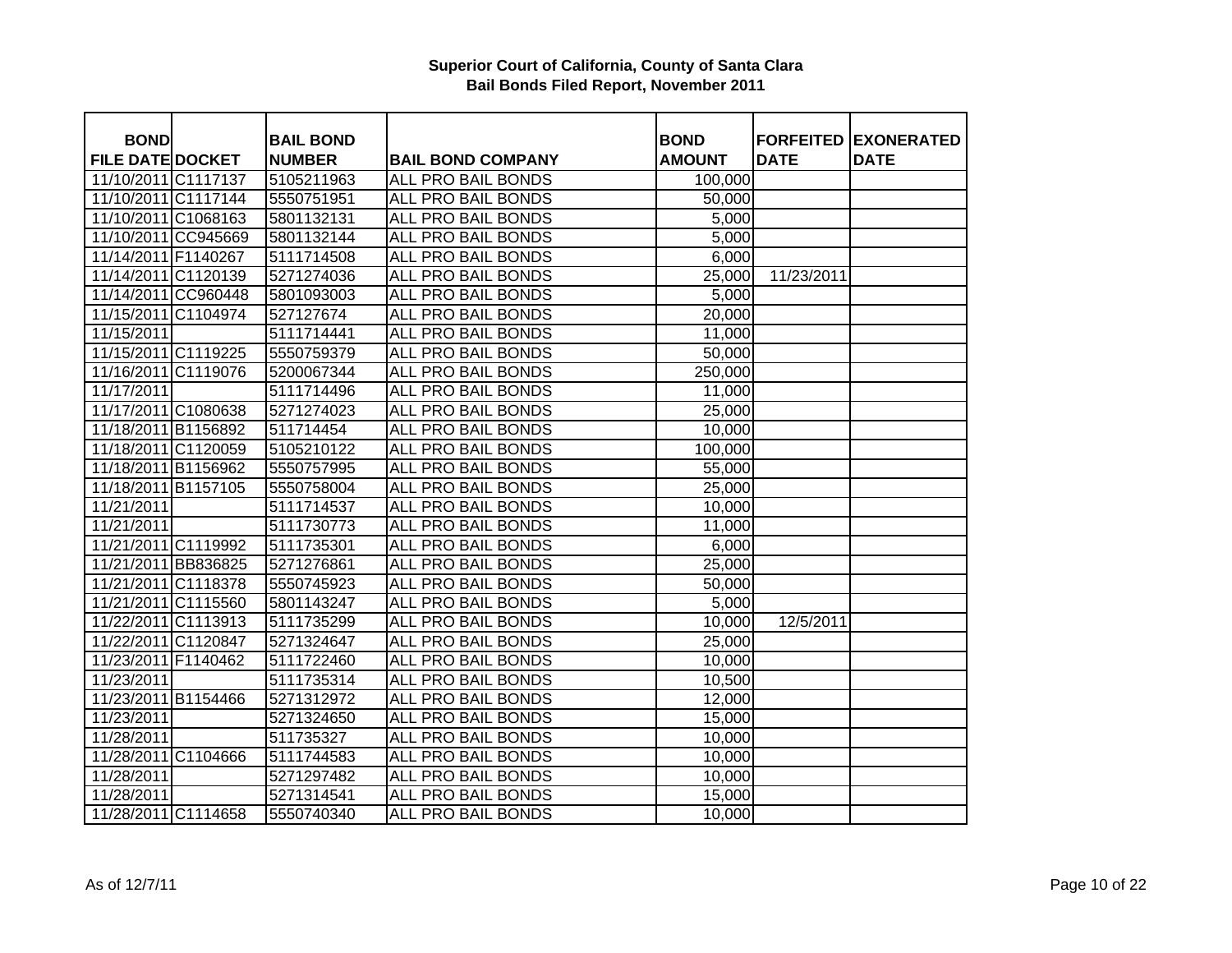# Superior Court of California, County of Santa Clara
## Bail Bonds Filed Report, November 2011

| BOND FILE DATE | DOCKET | BAIL BOND NUMBER | BAIL BOND COMPANY | BOND AMOUNT | FORFEITED DATE | EXONERATED DATE |
|---|---|---|---|---|---|---|
| 11/10/2011 | C1117137 | 5105211963 | ALL PRO BAIL BONDS | 100,000 | | |
| 11/10/2011 | C1117144 | 5550751951 | ALL PRO BAIL BONDS | 50,000 | | |
| 11/10/2011 | C1068163 | 5801132131 | ALL PRO BAIL BONDS | 5,000 | | |
| 11/10/2011 | CC945669 | 5801132144 | ALL PRO BAIL BONDS | 5,000 | | |
| 11/14/2011 | F1140267 | 5111714508 | ALL PRO BAIL BONDS | 6,000 | | |
| 11/14/2011 | C1120139 | 5271274036 | ALL PRO BAIL BONDS | 25,000 | 11/23/2011 | |
| 11/14/2011 | CC960448 | 5801093003 | ALL PRO BAIL BONDS | 5,000 | | |
| 11/15/2011 | C1104974 | 527127674 | ALL PRO BAIL BONDS | 20,000 | | |
| 11/15/2011 | | 5111714441 | ALL PRO BAIL BONDS | 11,000 | | |
| 11/15/2011 | C1119225 | 5550759379 | ALL PRO BAIL BONDS | 50,000 | | |
| 11/16/2011 | C1119076 | 5200067344 | ALL PRO BAIL BONDS | 250,000 | | |
| 11/17/2011 | | 5111714496 | ALL PRO BAIL BONDS | 11,000 | | |
| 11/17/2011 | C1080638 | 5271274023 | ALL PRO BAIL BONDS | 25,000 | | |
| 11/18/2011 | B1156892 | 511714454 | ALL PRO BAIL BONDS | 10,000 | | |
| 11/18/2011 | C1120059 | 5105210122 | ALL PRO BAIL BONDS | 100,000 | | |
| 11/18/2011 | B1156962 | 5550757995 | ALL PRO BAIL BONDS | 55,000 | | |
| 11/18/2011 | B1157105 | 5550758004 | ALL PRO BAIL BONDS | 25,000 | | |
| 11/21/2011 | | 5111714537 | ALL PRO BAIL BONDS | 10,000 | | |
| 11/21/2011 | | 5111730773 | ALL PRO BAIL BONDS | 11,000 | | |
| 11/21/2011 | C1119992 | 5111735301 | ALL PRO BAIL BONDS | 6,000 | | |
| 11/21/2011 | BB836825 | 5271276861 | ALL PRO BAIL BONDS | 25,000 | | |
| 11/21/2011 | C1118378 | 5550745923 | ALL PRO BAIL BONDS | 50,000 | | |
| 11/21/2011 | C1115560 | 5801143247 | ALL PRO BAIL BONDS | 5,000 | | |
| 11/22/2011 | C1113913 | 5111735299 | ALL PRO BAIL BONDS | 10,000 | 12/5/2011 | |
| 11/22/2011 | C1120847 | 5271324647 | ALL PRO BAIL BONDS | 25,000 | | |
| 11/23/2011 | F1140462 | 5111722460 | ALL PRO BAIL BONDS | 10,000 | | |
| 11/23/2011 | | 5111735314 | ALL PRO BAIL BONDS | 10,500 | | |
| 11/23/2011 | B1154466 | 5271312972 | ALL PRO BAIL BONDS | 12,000 | | |
| 11/23/2011 | | 5271324650 | ALL PRO BAIL BONDS | 15,000 | | |
| 11/28/2011 | | 511735327 | ALL PRO BAIL BONDS | 10,000 | | |
| 11/28/2011 | C1104666 | 5111744583 | ALL PRO BAIL BONDS | 10,000 | | |
| 11/28/2011 | | 5271297482 | ALL PRO BAIL BONDS | 10,000 | | |
| 11/28/2011 | | 5271314541 | ALL PRO BAIL BONDS | 15,000 | | |
| 11/28/2011 | C1114658 | 5550740340 | ALL PRO BAIL BONDS | 10,000 | | |

As of 12/7/11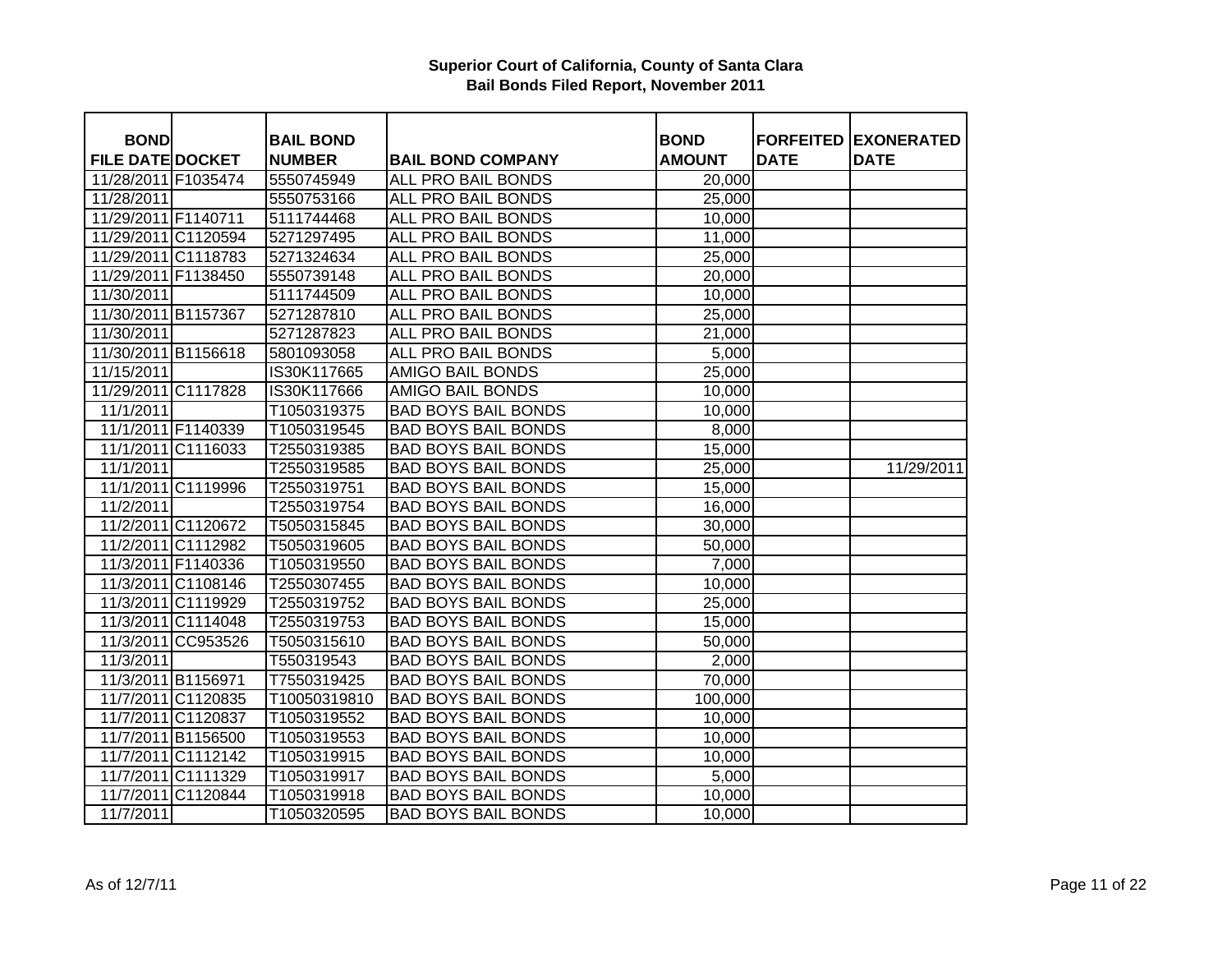**Superior Court of California, County of Santa Clara**
**Bail Bonds Filed Report, November 2011**

| BOND FILE DATE | DOCKET | BAIL BOND NUMBER | BAIL BOND COMPANY | BOND AMOUNT | FORFEITED DATE | EXONERATED DATE |
|---|---|---|---|---|---|---|
| 11/28/2011 | F1035474 | 5550745949 | ALL PRO BAIL BONDS | 20,000 | | |
| 11/28/2011 | | 5550753166 | ALL PRO BAIL BONDS | 25,000 | | |
| 11/29/2011 | F1140711 | 5111744468 | ALL PRO BAIL BONDS | 10,000 | | |
| 11/29/2011 | C1120594 | 5271297495 | ALL PRO BAIL BONDS | 11,000 | | |
| 11/29/2011 | C1118783 | 5271324634 | ALL PRO BAIL BONDS | 25,000 | | |
| 11/29/2011 | F1138450 | 5550739148 | ALL PRO BAIL BONDS | 20,000 | | |
| 11/30/2011 | | 5111744509 | ALL PRO BAIL BONDS | 10,000 | | |
| 11/30/2011 | B1157367 | 5271287810 | ALL PRO BAIL BONDS | 25,000 | | |
| 11/30/2011 | | 5271287823 | ALL PRO BAIL BONDS | 21,000 | | |
| 11/30/2011 | B1156618 | 5801093058 | ALL PRO BAIL BONDS | 5,000 | | |
| 11/15/2011 | | IS30K117665 | AMIGO BAIL BONDS | 25,000 | | |
| 11/29/2011 | C1117828 | IS30K117666 | AMIGO BAIL BONDS | 10,000 | | |
| 11/1/2011 | | T1050319375 | BAD BOYS BAIL BONDS | 10,000 | | |
| 11/1/2011 | F1140339 | T1050319545 | BAD BOYS BAIL BONDS | 8,000 | | |
| 11/1/2011 | C1116033 | T2550319385 | BAD BOYS BAIL BONDS | 15,000 | | |
| 11/1/2011 | | T2550319585 | BAD BOYS BAIL BONDS | 25,000 | | 11/29/2011 |
| 11/1/2011 | C1119996 | T2550319751 | BAD BOYS BAIL BONDS | 15,000 | | |
| 11/2/2011 | | T2550319754 | BAD BOYS BAIL BONDS | 16,000 | | |
| 11/2/2011 | C1120672 | T5050315845 | BAD BOYS BAIL BONDS | 30,000 | | |
| 11/2/2011 | C1112982 | T5050319605 | BAD BOYS BAIL BONDS | 50,000 | | |
| 11/3/2011 | F1140336 | T1050319550 | BAD BOYS BAIL BONDS | 7,000 | | |
| 11/3/2011 | C1108146 | T2550307455 | BAD BOYS BAIL BONDS | 10,000 | | |
| 11/3/2011 | C1119929 | T2550319752 | BAD BOYS BAIL BONDS | 25,000 | | |
| 11/3/2011 | C1114048 | T2550319753 | BAD BOYS BAIL BONDS | 15,000 | | |
| 11/3/2011 | CC953526 | T5050315610 | BAD BOYS BAIL BONDS | 50,000 | | |
| 11/3/2011 | | T550319543 | BAD BOYS BAIL BONDS | 2,000 | | |
| 11/3/2011 | B1156971 | T7550319425 | BAD BOYS BAIL BONDS | 70,000 | | |
| 11/7/2011 | C1120835 | T10050319810 | BAD BOYS BAIL BONDS | 100,000 | | |
| 11/7/2011 | C1120837 | T1050319552 | BAD BOYS BAIL BONDS | 10,000 | | |
| 11/7/2011 | B1156500 | T1050319553 | BAD BOYS BAIL BONDS | 10,000 | | |
| 11/7/2011 | C1112142 | T1050319915 | BAD BOYS BAIL BONDS | 10,000 | | |
| 11/7/2011 | C1111329 | T1050319917 | BAD BOYS BAIL BONDS | 5,000 | | |
| 11/7/2011 | C1120844 | T1050319918 | BAD BOYS BAIL BONDS | 10,000 | | |
| 11/7/2011 | | T1050320595 | BAD BOYS BAIL BONDS | 10,000 | | |

As of 12/7/11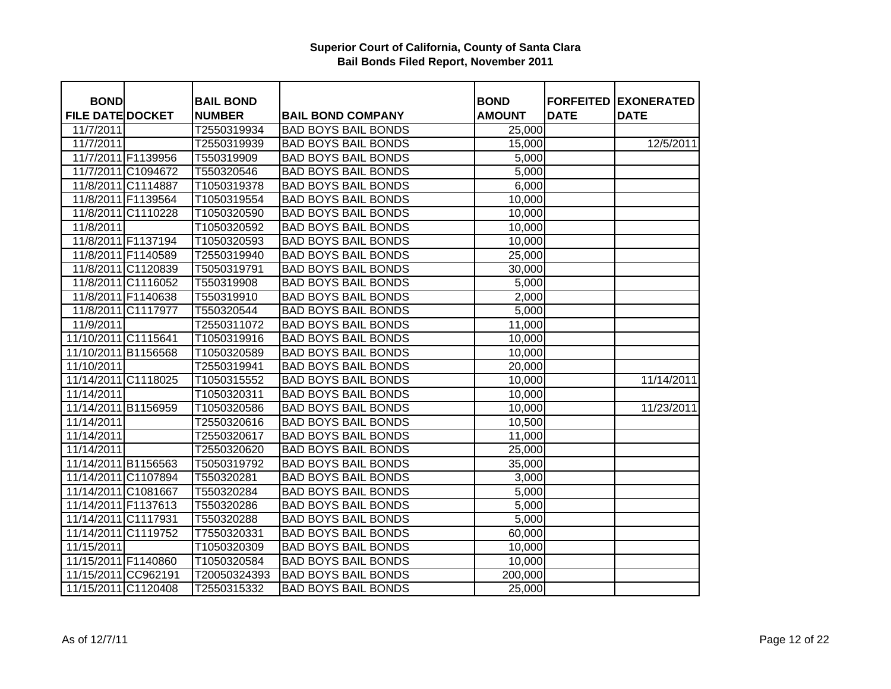**Superior Court of California, County of Santa Clara**
**Bail Bonds Filed Report, November 2011**

| BOND FILE DATE | DOCKET | BAIL BOND NUMBER | BAIL BOND COMPANY | BOND AMOUNT | FORFEITED DATE | EXONERATED DATE |
|---|---|---|---|---|---|---|
| 11/7/2011 | | T2550319934 | BAD BOYS BAIL BONDS | 25,000 | | |
| 11/7/2011 | | T2550319939 | BAD BOYS BAIL BONDS | 15,000 | | 12/5/2011 |
| 11/7/2011 | F1139956 | T550319909 | BAD BOYS BAIL BONDS | 5,000 | | |
| 11/7/2011 | C1094672 | T550320546 | BAD BOYS BAIL BONDS | 5,000 | | |
| 11/8/2011 | C1114887 | T1050319378 | BAD BOYS BAIL BONDS | 6,000 | | |
| 11/8/2011 | F1139564 | T1050319554 | BAD BOYS BAIL BONDS | 10,000 | | |
| 11/8/2011 | C1110228 | T1050320590 | BAD BOYS BAIL BONDS | 10,000 | | |
| 11/8/2011 | | T1050320592 | BAD BOYS BAIL BONDS | 10,000 | | |
| 11/8/2011 | F1137194 | T1050320593 | BAD BOYS BAIL BONDS | 10,000 | | |
| 11/8/2011 | F1140589 | T2550319940 | BAD BOYS BAIL BONDS | 25,000 | | |
| 11/8/2011 | C1120839 | T5050319791 | BAD BOYS BAIL BONDS | 30,000 | | |
| 11/8/2011 | C1116052 | T550319908 | BAD BOYS BAIL BONDS | 5,000 | | |
| 11/8/2011 | F1140638 | T550319910 | BAD BOYS BAIL BONDS | 2,000 | | |
| 11/8/2011 | C1117977 | T550320544 | BAD BOYS BAIL BONDS | 5,000 | | |
| 11/9/2011 | | T2550311072 | BAD BOYS BAIL BONDS | 11,000 | | |
| 11/10/2011 | C1115641 | T1050319916 | BAD BOYS BAIL BONDS | 10,000 | | |
| 11/10/2011 | B1156568 | T1050320589 | BAD BOYS BAIL BONDS | 10,000 | | |
| 11/10/2011 | | T2550319941 | BAD BOYS BAIL BONDS | 20,000 | | |
| 11/14/2011 | C1118025 | T1050315552 | BAD BOYS BAIL BONDS | 10,000 | | 11/14/2011 |
| 11/14/2011 | | T1050320311 | BAD BOYS BAIL BONDS | 10,000 | | |
| 11/14/2011 | B1156959 | T1050320586 | BAD BOYS BAIL BONDS | 10,000 | | 11/23/2011 |
| 11/14/2011 | | T2550320616 | BAD BOYS BAIL BONDS | 10,500 | | |
| 11/14/2011 | | T2550320617 | BAD BOYS BAIL BONDS | 11,000 | | |
| 11/14/2011 | | T2550320620 | BAD BOYS BAIL BONDS | 25,000 | | |
| 11/14/2011 | B1156563 | T5050319792 | BAD BOYS BAIL BONDS | 35,000 | | |
| 11/14/2011 | C1107894 | T550320281 | BAD BOYS BAIL BONDS | 3,000 | | |
| 11/14/2011 | C1081667 | T550320284 | BAD BOYS BAIL BONDS | 5,000 | | |
| 11/14/2011 | F1137613 | T550320286 | BAD BOYS BAIL BONDS | 5,000 | | |
| 11/14/2011 | C1117931 | T550320288 | BAD BOYS BAIL BONDS | 5,000 | | |
| 11/14/2011 | C1119752 | T7550320331 | BAD BOYS BAIL BONDS | 60,000 | | |
| 11/15/2011 | | T1050320309 | BAD BOYS BAIL BONDS | 10,000 | | |
| 11/15/2011 | F1140860 | T1050320584 | BAD BOYS BAIL BONDS | 10,000 | | |
| 11/15/2011 | CC962191 | T20050324393 | BAD BOYS BAIL BONDS | 200,000 | | |
| 11/15/2011 | C1120408 | T2550315332 | BAD BOYS BAIL BONDS | 25,000 | | |

As of 12/7/11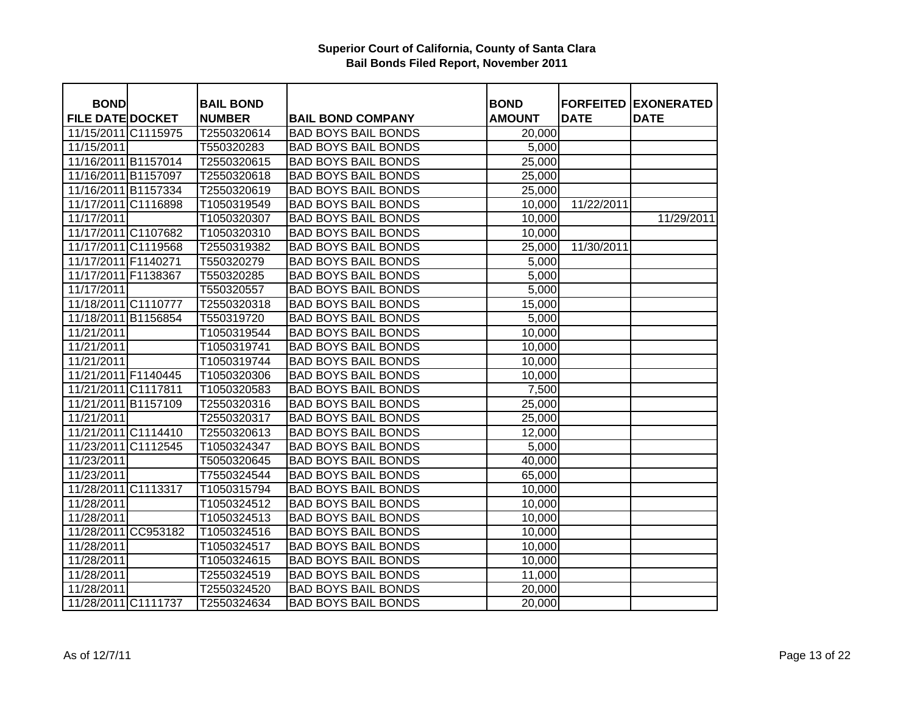**Superior Court of California, County of Santa Clara**
**Bail Bonds Filed Report, November 2011**

| BOND FILE DATE | DOCKET | BAIL BOND NUMBER | BAIL BOND COMPANY | BOND AMOUNT | FORFEITED DATE | EXONERATED DATE |
|---|---|---|---|---|---|---|
| 11/15/2011 | C1115975 | T2550320614 | BAD BOYS BAIL BONDS | 20,000 | | |
| 11/15/2011 | | T550320283 | BAD BOYS BAIL BONDS | 5,000 | | |
| 11/16/2011 | B1157014 | T2550320615 | BAD BOYS BAIL BONDS | 25,000 | | |
| 11/16/2011 | B1157097 | T2550320618 | BAD BOYS BAIL BONDS | 25,000 | | |
| 11/16/2011 | B1157334 | T2550320619 | BAD BOYS BAIL BONDS | 25,000 | | |
| 11/17/2011 | C1116898 | T1050319549 | BAD BOYS BAIL BONDS | 10,000 | 11/22/2011 | |
| 11/17/2011 | | T1050320307 | BAD BOYS BAIL BONDS | 10,000 | | 11/29/2011 |
| 11/17/2011 | C1107682 | T1050320310 | BAD BOYS BAIL BONDS | 10,000 | | |
| 11/17/2011 | C1119568 | T2550319382 | BAD BOYS BAIL BONDS | 25,000 | 11/30/2011 | |
| 11/17/2011 | F1140271 | T550320279 | BAD BOYS BAIL BONDS | 5,000 | | |
| 11/17/2011 | F1138367 | T550320285 | BAD BOYS BAIL BONDS | 5,000 | | |
| 11/17/2011 | | T550320557 | BAD BOYS BAIL BONDS | 5,000 | | |
| 11/18/2011 | C1110777 | T2550320318 | BAD BOYS BAIL BONDS | 15,000 | | |
| 11/18/2011 | B1156854 | T550319720 | BAD BOYS BAIL BONDS | 5,000 | | |
| 11/21/2011 | | T1050319544 | BAD BOYS BAIL BONDS | 10,000 | | |
| 11/21/2011 | | T1050319741 | BAD BOYS BAIL BONDS | 10,000 | | |
| 11/21/2011 | | T1050319744 | BAD BOYS BAIL BONDS | 10,000 | | |
| 11/21/2011 | F1140445 | T1050320306 | BAD BOYS BAIL BONDS | 10,000 | | |
| 11/21/2011 | C1117811 | T1050320583 | BAD BOYS BAIL BONDS | 7,500 | | |
| 11/21/2011 | B1157109 | T2550320316 | BAD BOYS BAIL BONDS | 25,000 | | |
| 11/21/2011 | | T2550320317 | BAD BOYS BAIL BONDS | 25,000 | | |
| 11/21/2011 | C1114410 | T2550320613 | BAD BOYS BAIL BONDS | 12,000 | | |
| 11/23/2011 | C1112545 | T1050324347 | BAD BOYS BAIL BONDS | 5,000 | | |
| 11/23/2011 | | T5050320645 | BAD BOYS BAIL BONDS | 40,000 | | |
| 11/23/2011 | | T7550324544 | BAD BOYS BAIL BONDS | 65,000 | | |
| 11/28/2011 | C1113317 | T1050315794 | BAD BOYS BAIL BONDS | 10,000 | | |
| 11/28/2011 | | T1050324512 | BAD BOYS BAIL BONDS | 10,000 | | |
| 11/28/2011 | | T1050324513 | BAD BOYS BAIL BONDS | 10,000 | | |
| 11/28/2011 | CC953182 | T1050324516 | BAD BOYS BAIL BONDS | 10,000 | | |
| 11/28/2011 | | T1050324517 | BAD BOYS BAIL BONDS | 10,000 | | |
| 11/28/2011 | | T1050324615 | BAD BOYS BAIL BONDS | 10,000 | | |
| 11/28/2011 | | T2550324519 | BAD BOYS BAIL BONDS | 11,000 | | |
| 11/28/2011 | | T2550324520 | BAD BOYS BAIL BONDS | 20,000 | | |
| 11/28/2011 | C1111737 | T2550324634 | BAD BOYS BAIL BONDS | 20,000 | | |

As of 12/7/11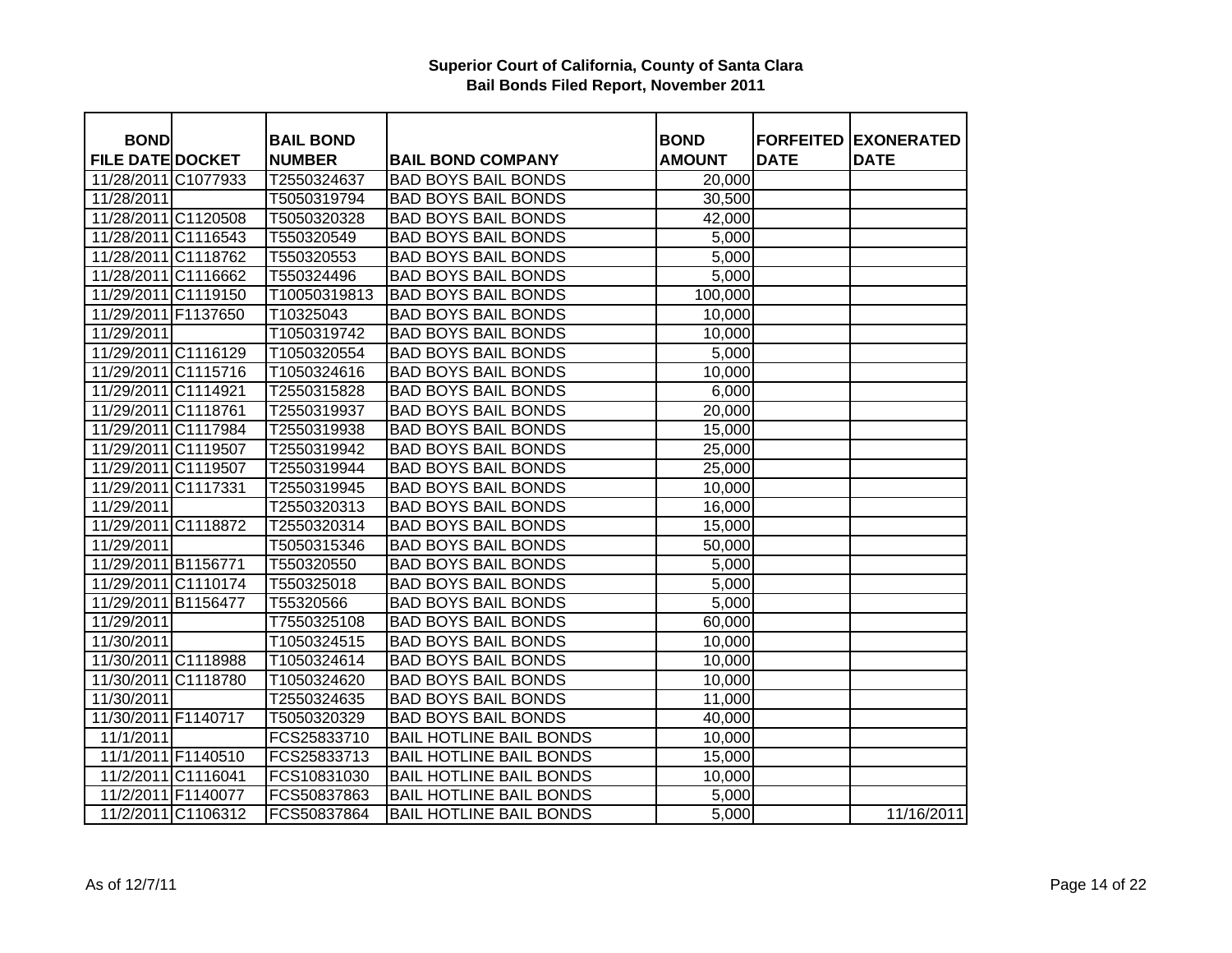# Superior Court of California, County of Santa Clara
## Bail Bonds Filed Report, November 2011

| BOND FILE DATE | DOCKET | BAIL BOND NUMBER | BAIL BOND COMPANY | BOND AMOUNT | FORFEITED DATE | EXONERATED DATE |
|---|---|---|---|---|---|---|
| 11/28/2011 | C1077933 | T2550324637 | BAD BOYS BAIL BONDS | 20,000 | | |
| 11/28/2011 | | T5050319794 | BAD BOYS BAIL BONDS | 30,500 | | |
| 11/28/2011 | C1120508 | T5050320328 | BAD BOYS BAIL BONDS | 42,000 | | |
| 11/28/2011 | C1116543 | T550320549 | BAD BOYS BAIL BONDS | 5,000 | | |
| 11/28/2011 | C1118762 | T550320553 | BAD BOYS BAIL BONDS | 5,000 | | |
| 11/28/2011 | C1116662 | T550324496 | BAD BOYS BAIL BONDS | 5,000 | | |
| 11/29/2011 | C1119150 | T10050319813 | BAD BOYS BAIL BONDS | 100,000 | | |
| 11/29/2011 | F1137650 | T10325043 | BAD BOYS BAIL BONDS | 10,000 | | |
| 11/29/2011 | | T1050319742 | BAD BOYS BAIL BONDS | 10,000 | | |
| 11/29/2011 | C1116129 | T1050320554 | BAD BOYS BAIL BONDS | 5,000 | | |
| 11/29/2011 | C1115716 | T1050324616 | BAD BOYS BAIL BONDS | 10,000 | | |
| 11/29/2011 | C1114921 | T2550315828 | BAD BOYS BAIL BONDS | 6,000 | | |
| 11/29/2011 | C1118761 | T2550319937 | BAD BOYS BAIL BONDS | 20,000 | | |
| 11/29/2011 | C1117984 | T2550319938 | BAD BOYS BAIL BONDS | 15,000 | | |
| 11/29/2011 | C1119507 | T2550319942 | BAD BOYS BAIL BONDS | 25,000 | | |
| 11/29/2011 | C1119507 | T2550319944 | BAD BOYS BAIL BONDS | 25,000 | | |
| 11/29/2011 | C1117331 | T2550319945 | BAD BOYS BAIL BONDS | 10,000 | | |
| 11/29/2011 | | T2550320313 | BAD BOYS BAIL BONDS | 16,000 | | |
| 11/29/2011 | C1118872 | T2550320314 | BAD BOYS BAIL BONDS | 15,000 | | |
| 11/29/2011 | | T5050315346 | BAD BOYS BAIL BONDS | 50,000 | | |
| 11/29/2011 | B1156771 | T550320550 | BAD BOYS BAIL BONDS | 5,000 | | |
| 11/29/2011 | C1110174 | T550325018 | BAD BOYS BAIL BONDS | 5,000 | | |
| 11/29/2011 | B1156477 | T55320566 | BAD BOYS BAIL BONDS | 5,000 | | |
| 11/29/2011 | | T7550325108 | BAD BOYS BAIL BONDS | 60,000 | | |
| 11/30/2011 | | T1050324515 | BAD BOYS BAIL BONDS | 10,000 | | |
| 11/30/2011 | C1118988 | T1050324614 | BAD BOYS BAIL BONDS | 10,000 | | |
| 11/30/2011 | C1118780 | T1050324620 | BAD BOYS BAIL BONDS | 10,000 | | |
| 11/30/2011 | | T2550324635 | BAD BOYS BAIL BONDS | 11,000 | | |
| 11/30/2011 | F1140717 | T5050320329 | BAD BOYS BAIL BONDS | 40,000 | | |
| 11/1/2011 | | FCS25833710 | BAIL HOTLINE BAIL BONDS | 10,000 | | |
| 11/1/2011 | F1140510 | FCS25833713 | BAIL HOTLINE BAIL BONDS | 15,000 | | |
| 11/2/2011 | C1116041 | FCS10831030 | BAIL HOTLINE BAIL BONDS | 10,000 | | |
| 11/2/2011 | F1140077 | FCS50837863 | BAIL HOTLINE BAIL BONDS | 5,000 | | |
| 11/2/2011 | C1106312 | FCS50837864 | BAIL HOTLINE BAIL BONDS | 5,000 | | 11/16/2011 |

As of 12/7/11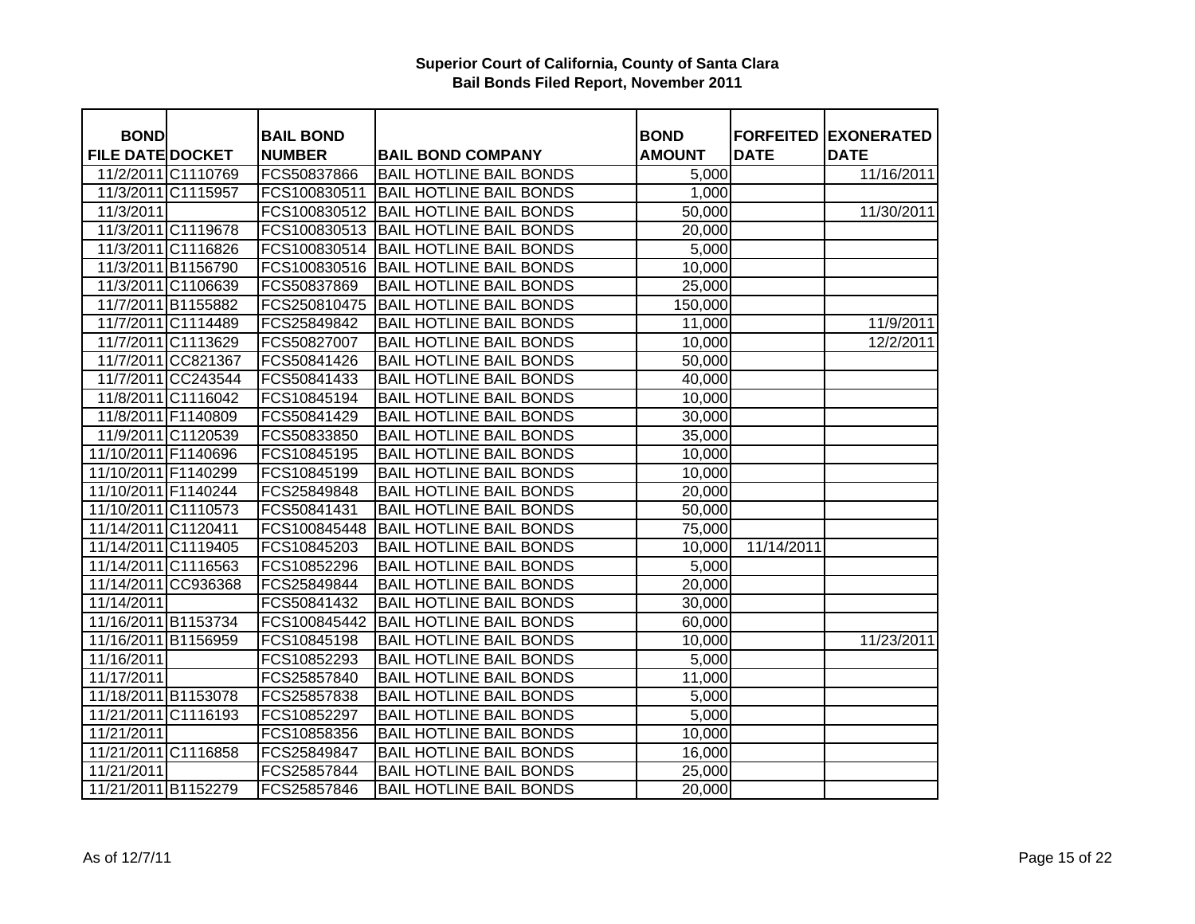# Superior Court of California, County of Santa Clara
## Bail Bonds Filed Report, November 2011

| BOND FILE DATE | DOCKET | BAIL BOND NUMBER | BAIL BOND COMPANY | BOND AMOUNT | FORFEITED DATE | EXONERATED DATE |
|---|---|---|---|---|---|---|
| 11/2/2011 | C1110769 | FCS50837866 | BAIL HOTLINE BAIL BONDS | 5,000 | | 11/16/2011 |
| 11/3/2011 | C1115957 | FCS100830511 | BAIL HOTLINE BAIL BONDS | 1,000 | | |
| 11/3/2011 | | FCS100830512 | BAIL HOTLINE BAIL BONDS | 50,000 | | 11/30/2011 |
| 11/3/2011 | C1119678 | FCS100830513 | BAIL HOTLINE BAIL BONDS | 20,000 | | |
| 11/3/2011 | C1116826 | FCS100830514 | BAIL HOTLINE BAIL BONDS | 5,000 | | |
| 11/3/2011 | B1156790 | FCS100830516 | BAIL HOTLINE BAIL BONDS | 10,000 | | |
| 11/3/2011 | C1106639 | FCS50837869 | BAIL HOTLINE BAIL BONDS | 25,000 | | |
| 11/7/2011 | B1155882 | FCS250810475 | BAIL HOTLINE BAIL BONDS | 150,000 | | |
| 11/7/2011 | C1114489 | FCS25849842 | BAIL HOTLINE BAIL BONDS | 11,000 | | 11/9/2011 |
| 11/7/2011 | C1113629 | FCS50827007 | BAIL HOTLINE BAIL BONDS | 10,000 | | 12/2/2011 |
| 11/7/2011 | CC821367 | FCS50841426 | BAIL HOTLINE BAIL BONDS | 50,000 | | |
| 11/7/2011 | CC243544 | FCS50841433 | BAIL HOTLINE BAIL BONDS | 40,000 | | |
| 11/8/2011 | C1116042 | FCS10845194 | BAIL HOTLINE BAIL BONDS | 10,000 | | |
| 11/8/2011 | F1140809 | FCS50841429 | BAIL HOTLINE BAIL BONDS | 30,000 | | |
| 11/9/2011 | C1120539 | FCS50833850 | BAIL HOTLINE BAIL BONDS | 35,000 | | |
| 11/10/2011 | F1140696 | FCS10845195 | BAIL HOTLINE BAIL BONDS | 10,000 | | |
| 11/10/2011 | F1140299 | FCS10845199 | BAIL HOTLINE BAIL BONDS | 10,000 | | |
| 11/10/2011 | F1140244 | FCS25849848 | BAIL HOTLINE BAIL BONDS | 20,000 | | |
| 11/10/2011 | C1110573 | FCS50841431 | BAIL HOTLINE BAIL BONDS | 50,000 | | |
| 11/14/2011 | C1120411 | FCS100845448 | BAIL HOTLINE BAIL BONDS | 75,000 | | |
| 11/14/2011 | C1119405 | FCS10845203 | BAIL HOTLINE BAIL BONDS | 10,000 | 11/14/2011 | |
| 11/14/2011 | C1116563 | FCS10852296 | BAIL HOTLINE BAIL BONDS | 5,000 | | |
| 11/14/2011 | CC936368 | FCS25849844 | BAIL HOTLINE BAIL BONDS | 20,000 | | |
| 11/14/2011 | | FCS50841432 | BAIL HOTLINE BAIL BONDS | 30,000 | | |
| 11/16/2011 | B1153734 | FCS100845442 | BAIL HOTLINE BAIL BONDS | 60,000 | | |
| 11/16/2011 | B1156959 | FCS10845198 | BAIL HOTLINE BAIL BONDS | 10,000 | | 11/23/2011 |
| 11/16/2011 | | FCS10852293 | BAIL HOTLINE BAIL BONDS | 5,000 | | |
| 11/17/2011 | | FCS25857840 | BAIL HOTLINE BAIL BONDS | 11,000 | | |
| 11/18/2011 | B1153078 | FCS25857838 | BAIL HOTLINE BAIL BONDS | 5,000 | | |
| 11/21/2011 | C1116193 | FCS10852297 | BAIL HOTLINE BAIL BONDS | 5,000 | | |
| 11/21/2011 | | FCS10858356 | BAIL HOTLINE BAIL BONDS | 10,000 | | |
| 11/21/2011 | C1116858 | FCS25849847 | BAIL HOTLINE BAIL BONDS | 16,000 | | |
| 11/21/2011 | | FCS25857844 | BAIL HOTLINE BAIL BONDS | 25,000 | | |
| 11/21/2011 | B1152279 | FCS25857846 | BAIL HOTLINE BAIL BONDS | 20,000 | | |

As of 12/7/11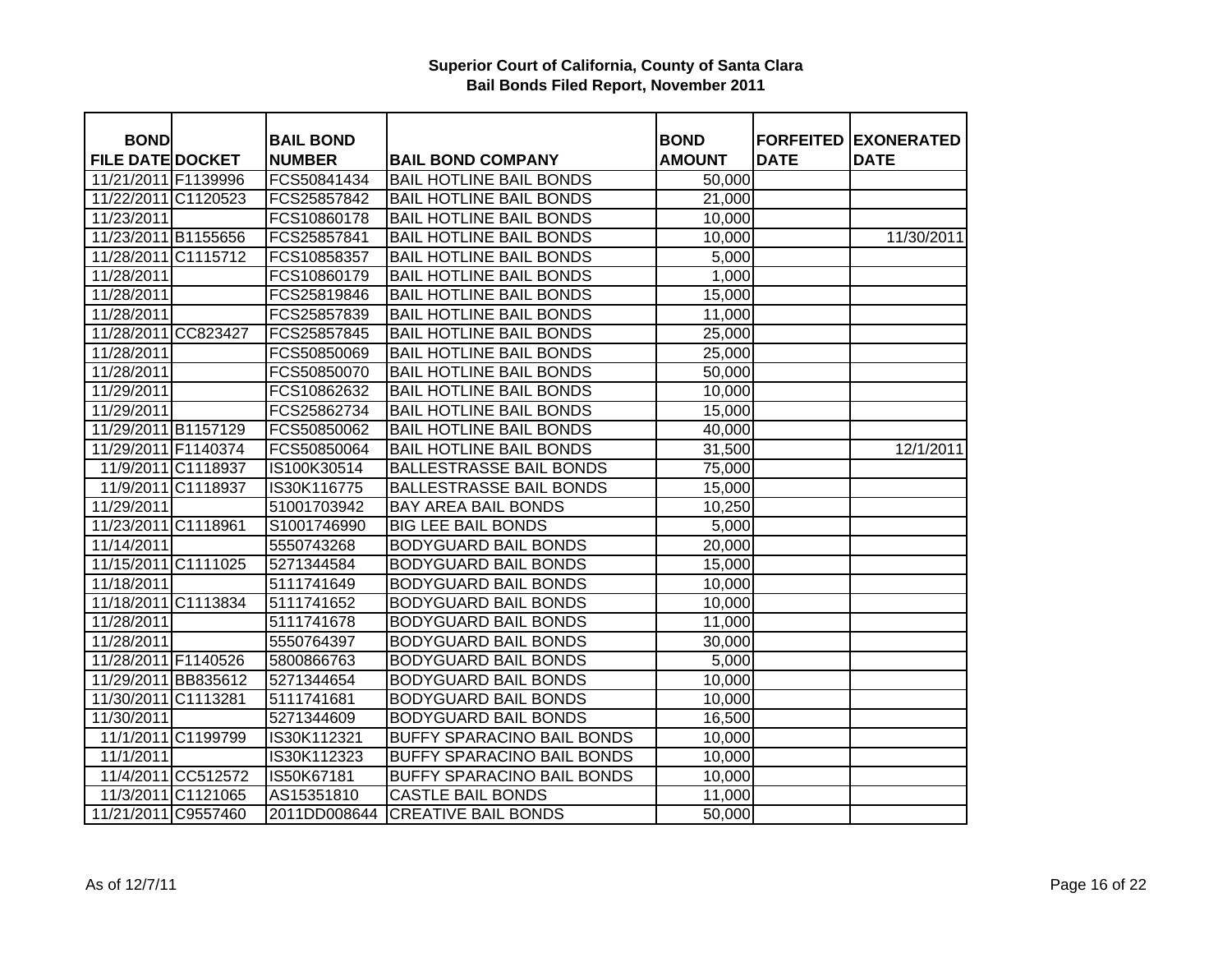**Superior Court of California, County of Santa Clara**
**Bail Bonds Filed Report, November 2011**

| BOND FILE DATE | DOCKET | BAIL BOND NUMBER | BAIL BOND COMPANY | BOND AMOUNT | FORFEITED DATE | EXONERATED DATE |
|---|---|---|---|---|---|---|
| 11/21/2011 | F1139996 | FCS50841434 | BAIL HOTLINE BAIL BONDS | 50,000 | | |
| 11/22/2011 | C1120523 | FCS25857842 | BAIL HOTLINE BAIL BONDS | 21,000 | | |
| 11/23/2011 | | FCS10860178 | BAIL HOTLINE BAIL BONDS | 10,000 | | |
| 11/23/2011 | B1155656 | FCS25857841 | BAIL HOTLINE BAIL BONDS | 10,000 | | 11/30/2011 |
| 11/28/2011 | C1115712 | FCS10858357 | BAIL HOTLINE BAIL BONDS | 5,000 | | |
| 11/28/2011 | | FCS10860179 | BAIL HOTLINE BAIL BONDS | 1,000 | | |
| 11/28/2011 | | FCS25819846 | BAIL HOTLINE BAIL BONDS | 15,000 | | |
| 11/28/2011 | | FCS25857839 | BAIL HOTLINE BAIL BONDS | 11,000 | | |
| 11/28/2011 | CC823427 | FCS25857845 | BAIL HOTLINE BAIL BONDS | 25,000 | | |
| 11/28/2011 | | FCS50850069 | BAIL HOTLINE BAIL BONDS | 25,000 | | |
| 11/28/2011 | | FCS50850070 | BAIL HOTLINE BAIL BONDS | 50,000 | | |
| 11/29/2011 | | FCS10862632 | BAIL HOTLINE BAIL BONDS | 10,000 | | |
| 11/29/2011 | | FCS25862734 | BAIL HOTLINE BAIL BONDS | 15,000 | | |
| 11/29/2011 | B1157129 | FCS50850062 | BAIL HOTLINE BAIL BONDS | 40,000 | | |
| 11/29/2011 | F1140374 | FCS50850064 | BAIL HOTLINE BAIL BONDS | 31,500 | | 12/1/2011 |
| 11/9/2011 | C1118937 | IS100K30514 | BALLESTRASSE BAIL BONDS | 75,000 | | |
| 11/9/2011 | C1118937 | IS30K116775 | BALLESTRASSE BAIL BONDS | 15,000 | | |
| 11/29/2011 | | 51001703942 | BAY AREA BAIL BONDS | 10,250 | | |
| 11/23/2011 | C1118961 | S1001746990 | BIG LEE BAIL BONDS | 5,000 | | |
| 11/14/2011 | | 5550743268 | BODYGUARD BAIL BONDS | 20,000 | | |
| 11/15/2011 | C1111025 | 5271344584 | BODYGUARD BAIL BONDS | 15,000 | | |
| 11/18/2011 | | 5111741649 | BODYGUARD BAIL BONDS | 10,000 | | |
| 11/18/2011 | C1113834 | 5111741652 | BODYGUARD BAIL BONDS | 10,000 | | |
| 11/28/2011 | | 5111741678 | BODYGUARD BAIL BONDS | 11,000 | | |
| 11/28/2011 | | 5550764397 | BODYGUARD BAIL BONDS | 30,000 | | |
| 11/28/2011 | F1140526 | 5800866763 | BODYGUARD BAIL BONDS | 5,000 | | |
| 11/29/2011 | BB835612 | 5271344654 | BODYGUARD BAIL BONDS | 10,000 | | |
| 11/30/2011 | C1113281 | 5111741681 | BODYGUARD BAIL BONDS | 10,000 | | |
| 11/30/2011 | | 5271344609 | BODYGUARD BAIL BONDS | 16,500 | | |
| 11/1/2011 | C1199799 | IS30K112321 | BUFFY SPARACINO BAIL BONDS | 10,000 | | |
| 11/1/2011 | | IS30K112323 | BUFFY SPARACINO BAIL BONDS | 10,000 | | |
| 11/4/2011 | CC512572 | IS50K67181 | BUFFY SPARACINO BAIL BONDS | 10,000 | | |
| 11/3/2011 | C1121065 | AS15351810 | CASTLE BAIL BONDS | 11,000 | | |
| 11/21/2011 | C9557460 | 2011DD008644 | CREATIVE BAIL BONDS | 50,000 | | |

As of 12/7/11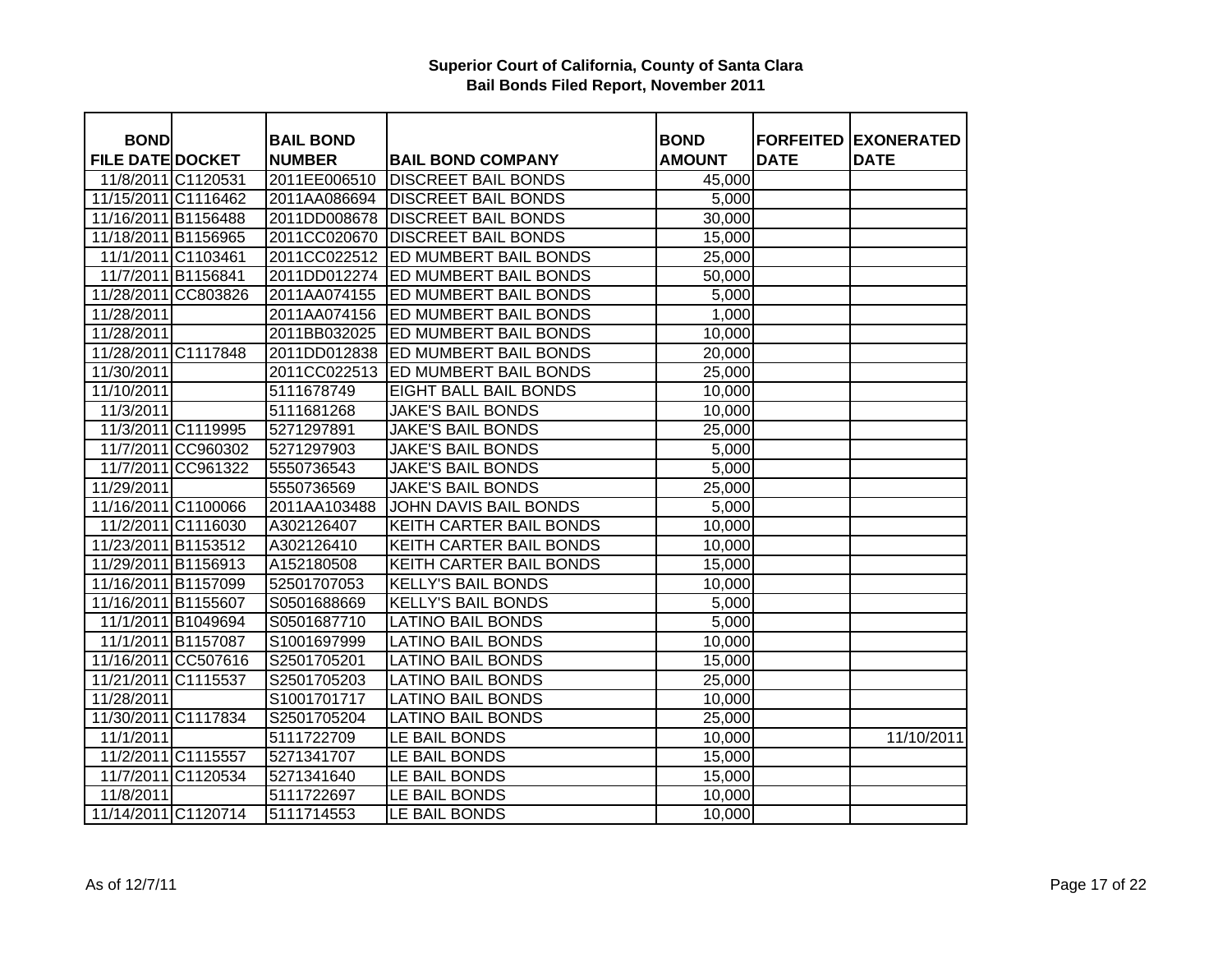**Superior Court of California, County of Santa Clara**
**Bail Bonds Filed Report, November 2011**

| BOND FILE DATE | DOCKET | BAIL BOND NUMBER | BAIL BOND COMPANY | BOND AMOUNT | FORFEITED DATE | EXONERATED DATE |
|---|---|---|---|---|---|---|
| 11/8/2011 | C1120531 | 2011EE006510 | DISCREET BAIL BONDS | 45,000 | | |
| 11/15/2011 | C1116462 | 2011AA086694 | DISCREET BAIL BONDS | 5,000 | | |
| 11/16/2011 | B1156488 | 2011DD008678 | DISCREET BAIL BONDS | 30,000 | | |
| 11/18/2011 | B1156965 | 2011CC020670 | DISCREET BAIL BONDS | 15,000 | | |
| 11/1/2011 | C1103461 | 2011CC022512 | ED MUMBERT BAIL BONDS | 25,000 | | |
| 11/7/2011 | B1156841 | 2011DD012274 | ED MUMBERT BAIL BONDS | 50,000 | | |
| 11/28/2011 | CC803826 | 2011AA074155 | ED MUMBERT BAIL BONDS | 5,000 | | |
| 11/28/2011 | | 2011AA074156 | ED MUMBERT BAIL BONDS | 1,000 | | |
| 11/28/2011 | | 2011BB032025 | ED MUMBERT BAIL BONDS | 10,000 | | |
| 11/28/2011 | C1117848 | 2011DD012838 | ED MUMBERT BAIL BONDS | 20,000 | | |
| 11/30/2011 | | 2011CC022513 | ED MUMBERT BAIL BONDS | 25,000 | | |
| 11/10/2011 | | 5111678749 | EIGHT BALL BAIL BONDS | 10,000 | | |
| 11/3/2011 | | 5111681268 | JAKE'S BAIL BONDS | 10,000 | | |
| 11/3/2011 | C1119995 | 5271297891 | JAKE'S BAIL BONDS | 25,000 | | |
| 11/7/2011 | CC960302 | 5271297903 | JAKE'S BAIL BONDS | 5,000 | | |
| 11/7/2011 | CC961322 | 5550736543 | JAKE'S BAIL BONDS | 5,000 | | |
| 11/29/2011 | | 5550736569 | JAKE'S BAIL BONDS | 25,000 | | |
| 11/16/2011 | C1100066 | 2011AA103488 | JOHN DAVIS BAIL BONDS | 5,000 | | |
| 11/2/2011 | C1116030 | A302126407 | KEITH CARTER BAIL BONDS | 10,000 | | |
| 11/23/2011 | B1153512 | A302126410 | KEITH CARTER BAIL BONDS | 10,000 | | |
| 11/29/2011 | B1156913 | A152180508 | KEITH CARTER BAIL BONDS | 15,000 | | |
| 11/16/2011 | B1157099 | 52501707053 | KELLY'S BAIL BONDS | 10,000 | | |
| 11/16/2011 | B1155607 | S0501688669 | KELLY'S BAIL BONDS | 5,000 | | |
| 11/1/2011 | B1049694 | S0501687710 | LATINO BAIL BONDS | 5,000 | | |
| 11/1/2011 | B1157087 | S1001697999 | LATINO BAIL BONDS | 10,000 | | |
| 11/16/2011 | CC507616 | S2501705201 | LATINO BAIL BONDS | 15,000 | | |
| 11/21/2011 | C1115537 | S2501705203 | LATINO BAIL BONDS | 25,000 | | |
| 11/28/2011 | | S1001701717 | LATINO BAIL BONDS | 10,000 | | |
| 11/30/2011 | C1117834 | S2501705204 | LATINO BAIL BONDS | 25,000 | | |
| 11/1/2011 | | 5111722709 | LE BAIL BONDS | 10,000 | | 11/10/2011 |
| 11/2/2011 | C1115557 | 5271341707 | LE BAIL BONDS | 15,000 | | |
| 11/7/2011 | C1120534 | 5271341640 | LE BAIL BONDS | 15,000 | | |
| 11/8/2011 | | 5111722697 | LE BAIL BONDS | 10,000 | | |
| 11/14/2011 | C1120714 | 5111714553 | LE BAIL BONDS | 10,000 | | |

As of 12/7/11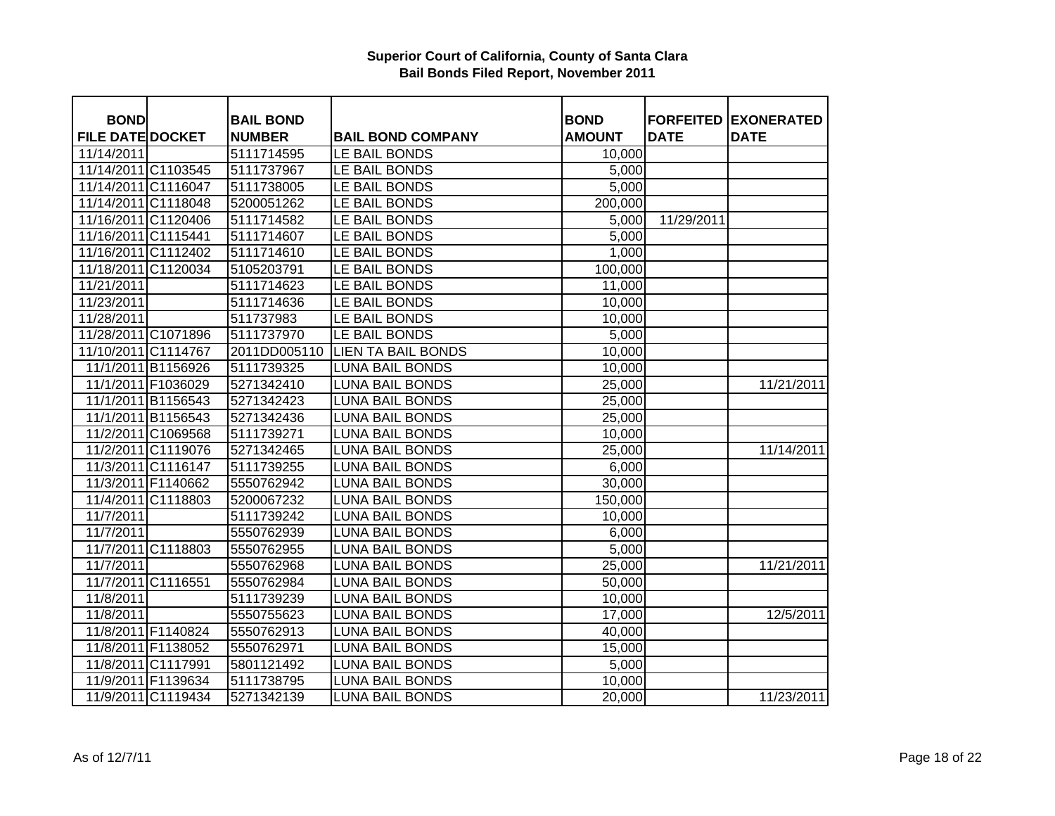**Superior Court of California, County of Santa Clara**
**Bail Bonds Filed Report, November 2011**

| BOND FILE DATE | DOCKET | BAIL BOND NUMBER | BAIL BOND COMPANY | BOND AMOUNT | FORFEITED DATE | EXONERATED DATE |
|---|---|---|---|---|---|---|
| 11/14/2011 | | 5111714595 | LE BAIL BONDS | 10,000 | | |
| 11/14/2011 | C1103545 | 5111737967 | LE BAIL BONDS | 5,000 | | |
| 11/14/2011 | C1116047 | 5111738005 | LE BAIL BONDS | 5,000 | | |
| 11/14/2011 | C1118048 | 5200051262 | LE BAIL BONDS | 200,000 | | |
| 11/16/2011 | C1120406 | 5111714582 | LE BAIL BONDS | 5,000 | 11/29/2011 | |
| 11/16/2011 | C1115441 | 5111714607 | LE BAIL BONDS | 5,000 | | |
| 11/16/2011 | C1112402 | 5111714610 | LE BAIL BONDS | 1,000 | | |
| 11/18/2011 | C1120034 | 5105203791 | LE BAIL BONDS | 100,000 | | |
| 11/21/2011 | | 5111714623 | LE BAIL BONDS | 11,000 | | |
| 11/23/2011 | | 5111714636 | LE BAIL BONDS | 10,000 | | |
| 11/28/2011 | | 511737983 | LE BAIL BONDS | 10,000 | | |
| 11/28/2011 | C1071896 | 5111737970 | LE BAIL BONDS | 5,000 | | |
| 11/10/2011 | C1114767 | 2011DD005110 | LIEN TA BAIL BONDS | 10,000 | | |
| 11/1/2011 | B1156926 | 5111739325 | LUNA BAIL BONDS | 10,000 | | |
| 11/1/2011 | F1036029 | 5271342410 | LUNA BAIL BONDS | 25,000 | | 11/21/2011 |
| 11/1/2011 | B1156543 | 5271342423 | LUNA BAIL BONDS | 25,000 | | |
| 11/1/2011 | B1156543 | 5271342436 | LUNA BAIL BONDS | 25,000 | | |
| 11/2/2011 | C1069568 | 5111739271 | LUNA BAIL BONDS | 10,000 | | |
| 11/2/2011 | C1119076 | 5271342465 | LUNA BAIL BONDS | 25,000 | | 11/14/2011 |
| 11/3/2011 | C1116147 | 5111739255 | LUNA BAIL BONDS | 6,000 | | |
| 11/3/2011 | F1140662 | 5550762942 | LUNA BAIL BONDS | 30,000 | | |
| 11/4/2011 | C1118803 | 5200067232 | LUNA BAIL BONDS | 150,000 | | |
| 11/7/2011 | | 5111739242 | LUNA BAIL BONDS | 10,000 | | |
| 11/7/2011 | | 5550762939 | LUNA BAIL BONDS | 6,000 | | |
| 11/7/2011 | C1118803 | 5550762955 | LUNA BAIL BONDS | 5,000 | | |
| 11/7/2011 | | 5550762968 | LUNA BAIL BONDS | 25,000 | | 11/21/2011 |
| 11/7/2011 | C1116551 | 5550762984 | LUNA BAIL BONDS | 50,000 | | |
| 11/8/2011 | | 5111739239 | LUNA BAIL BONDS | 10,000 | | |
| 11/8/2011 | | 5550755623 | LUNA BAIL BONDS | 17,000 | | 12/5/2011 |
| 11/8/2011 | F1140824 | 5550762913 | LUNA BAIL BONDS | 40,000 | | |
| 11/8/2011 | F1138052 | 5550762971 | LUNA BAIL BONDS | 15,000 | | |
| 11/8/2011 | C1117991 | 5801121492 | LUNA BAIL BONDS | 5,000 | | |
| 11/9/2011 | F1139634 | 5111738795 | LUNA BAIL BONDS | 10,000 | | |
| 11/9/2011 | C1119434 | 5271342139 | LUNA BAIL BONDS | 20,000 | | 11/23/2011 |

As of 12/7/11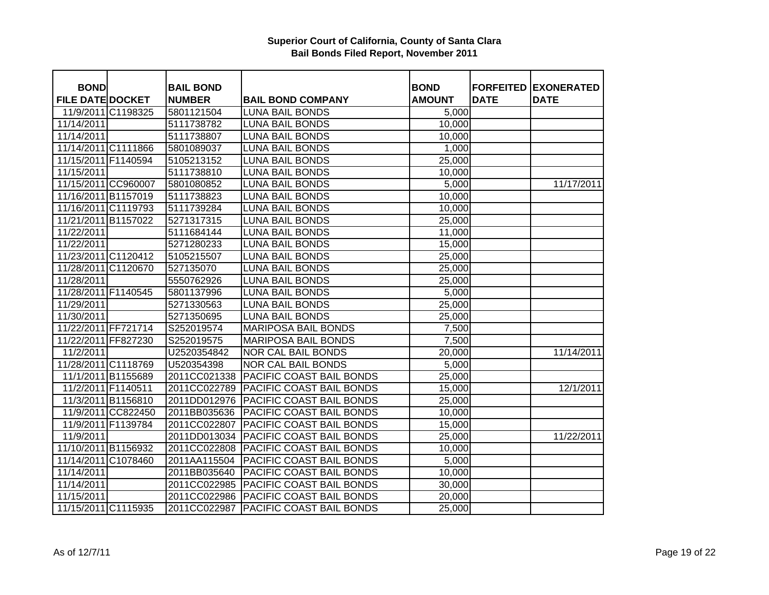# Superior Court of California, County of Santa Clara
## Bail Bonds Filed Report, November 2011

| BOND FILE DATE | DOCKET | BAIL BOND NUMBER | BAIL BOND COMPANY | BOND AMOUNT | FORFEITED DATE | EXONERATED DATE |
|---|---|---|---|---|---|---|
| 11/9/2011 | C1198325 | 5801121504 | LUNA BAIL BONDS | 5,000 | | |
| 11/14/2011 | | 5111738782 | LUNA BAIL BONDS | 10,000 | | |
| 11/14/2011 | | 5111738807 | LUNA BAIL BONDS | 10,000 | | |
| 11/14/2011 | C1111866 | 5801089037 | LUNA BAIL BONDS | 1,000 | | |
| 11/15/2011 | F1140594 | 5105213152 | LUNA BAIL BONDS | 25,000 | | |
| 11/15/2011 | | 5111738810 | LUNA BAIL BONDS | 10,000 | | |
| 11/15/2011 | CC960007 | 5801080852 | LUNA BAIL BONDS | 5,000 | | 11/17/2011 |
| 11/16/2011 | B1157019 | 5111738823 | LUNA BAIL BONDS | 10,000 | | |
| 11/16/2011 | C1119793 | 5111739284 | LUNA BAIL BONDS | 10,000 | | |
| 11/21/2011 | B1157022 | 5271317315 | LUNA BAIL BONDS | 25,000 | | |
| 11/22/2011 | | 5111684144 | LUNA BAIL BONDS | 11,000 | | |
| 11/22/2011 | | 5271280233 | LUNA BAIL BONDS | 15,000 | | |
| 11/23/2011 | C1120412 | 5105215507 | LUNA BAIL BONDS | 25,000 | | |
| 11/28/2011 | C1120670 | 527135070 | LUNA BAIL BONDS | 25,000 | | |
| 11/28/2011 | | 5550762926 | LUNA BAIL BONDS | 25,000 | | |
| 11/28/2011 | F1140545 | 5801137996 | LUNA BAIL BONDS | 5,000 | | |
| 11/29/2011 | | 5271330563 | LUNA BAIL BONDS | 25,000 | | |
| 11/30/2011 | | 5271350695 | LUNA BAIL BONDS | 25,000 | | |
| 11/22/2011 | FF721714 | S252019574 | MARIPOSA BAIL BONDS | 7,500 | | |
| 11/22/2011 | FF827230 | S252019575 | MARIPOSA BAIL BONDS | 7,500 | | |
| 11/2/2011 | | U2520354842 | NOR CAL BAIL BONDS | 20,000 | | 11/14/2011 |
| 11/28/2011 | C1118769 | U520354398 | NOR CAL BAIL BONDS | 5,000 | | |
| 11/1/2011 | B1155689 | 2011CC021338 | PACIFIC COAST BAIL BONDS | 25,000 | | |
| 11/2/2011 | F1140511 | 2011CC022789 | PACIFIC COAST BAIL BONDS | 15,000 | | 12/1/2011 |
| 11/3/2011 | B1156810 | 2011DD012976 | PACIFIC COAST BAIL BONDS | 25,000 | | |
| 11/9/2011 | CC822450 | 2011BB035636 | PACIFIC COAST BAIL BONDS | 10,000 | | |
| 11/9/2011 | F1139784 | 2011CC022807 | PACIFIC COAST BAIL BONDS | 15,000 | | |
| 11/9/2011 | | 2011DD013034 | PACIFIC COAST BAIL BONDS | 25,000 | | 11/22/2011 |
| 11/10/2011 | B1156932 | 2011CC022808 | PACIFIC COAST BAIL BONDS | 10,000 | | |
| 11/14/2011 | C1078460 | 2011AA115504 | PACIFIC COAST BAIL BONDS | 5,000 | | |
| 11/14/2011 | | 2011BB035640 | PACIFIC COAST BAIL BONDS | 10,000 | | |
| 11/14/2011 | | 2011CC022985 | PACIFIC COAST BAIL BONDS | 30,000 | | |
| 11/15/2011 | | 2011CC022986 | PACIFIC COAST BAIL BONDS | 20,000 | | |
| 11/15/2011 | C1115935 | 2011CC022987 | PACIFIC COAST BAIL BONDS | 25,000 | | |

As of 12/7/11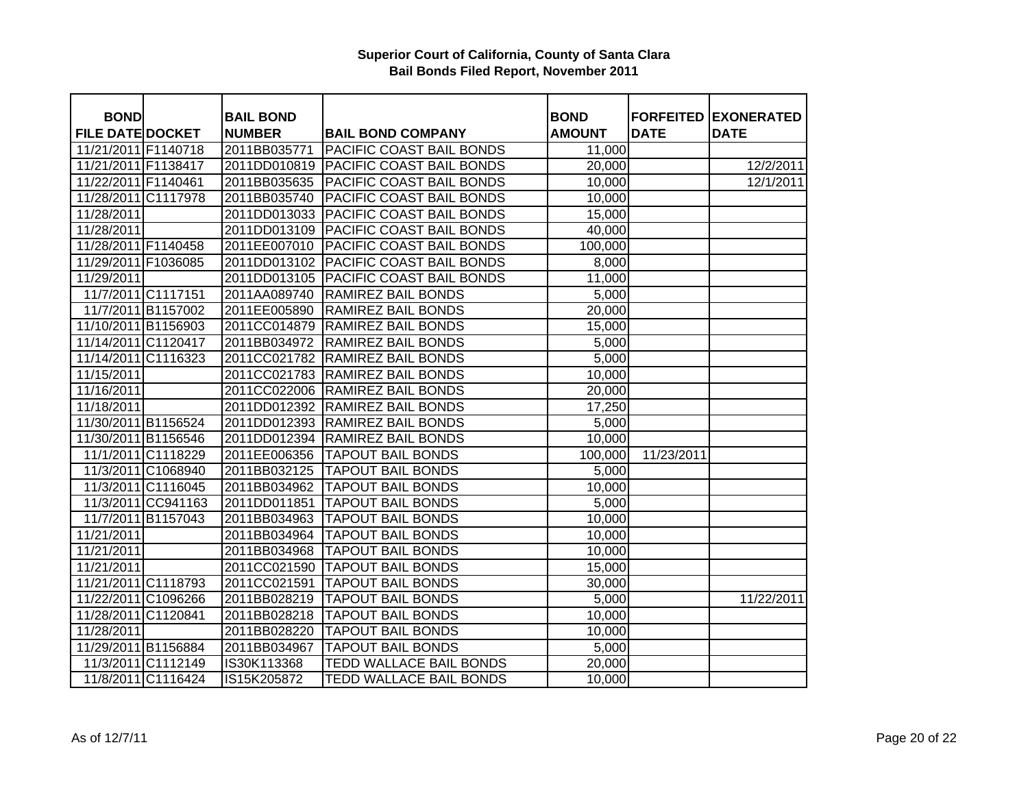**Superior Court of California, County of Santa Clara**
**Bail Bonds Filed Report, November 2011**

| BOND FILE DATE | DOCKET | BAIL BOND NUMBER | BAIL BOND COMPANY | BOND AMOUNT | FORFEITED DATE | EXONERATED DATE |
|---|---|---|---|---|---|---|
| 11/21/2011 | F1140718 | 2011BB035771 | PACIFIC COAST BAIL BONDS | 11,000 | | |
| 11/21/2011 | F1138417 | 2011DD010819 | PACIFIC COAST BAIL BONDS | 20,000 | | 12/2/2011 |
| 11/22/2011 | F1140461 | 2011BB035635 | PACIFIC COAST BAIL BONDS | 10,000 | | 12/1/2011 |
| 11/28/2011 | C1117978 | 2011BB035740 | PACIFIC COAST BAIL BONDS | 10,000 | | |
| 11/28/2011 | | 2011DD013033 | PACIFIC COAST BAIL BONDS | 15,000 | | |
| 11/28/2011 | | 2011DD013109 | PACIFIC COAST BAIL BONDS | 40,000 | | |
| 11/28/2011 | F1140458 | 2011EE007010 | PACIFIC COAST BAIL BONDS | 100,000 | | |
| 11/29/2011 | F1036085 | 2011DD013102 | PACIFIC COAST BAIL BONDS | 8,000 | | |
| 11/29/2011 | | 2011DD013105 | PACIFIC COAST BAIL BONDS | 11,000 | | |
| 11/7/2011 | C1117151 | 2011AA089740 | RAMIREZ BAIL BONDS | 5,000 | | |
| 11/7/2011 | B1157002 | 2011EE005890 | RAMIREZ BAIL BONDS | 20,000 | | |
| 11/10/2011 | B1156903 | 2011CC014879 | RAMIREZ BAIL BONDS | 15,000 | | |
| 11/14/2011 | C1120417 | 2011BB034972 | RAMIREZ BAIL BONDS | 5,000 | | |
| 11/14/2011 | C1116323 | 2011CC021782 | RAMIREZ BAIL BONDS | 5,000 | | |
| 11/15/2011 | | 2011CC021783 | RAMIREZ BAIL BONDS | 10,000 | | |
| 11/16/2011 | | 2011CC022006 | RAMIREZ BAIL BONDS | 20,000 | | |
| 11/18/2011 | | 2011DD012392 | RAMIREZ BAIL BONDS | 17,250 | | |
| 11/30/2011 | B1156524 | 2011DD012393 | RAMIREZ BAIL BONDS | 5,000 | | |
| 11/30/2011 | B1156546 | 2011DD012394 | RAMIREZ BAIL BONDS | 10,000 | | |
| 11/1/2011 | C1118229 | 2011EE006356 | TAPOUT BAIL BONDS | 100,000 | 11/23/2011 | |
| 11/3/2011 | C1068940 | 2011BB032125 | TAPOUT BAIL BONDS | 5,000 | | |
| 11/3/2011 | C1116045 | 2011BB034962 | TAPOUT BAIL BONDS | 10,000 | | |
| 11/3/2011 | CC941163 | 2011DD011851 | TAPOUT BAIL BONDS | 5,000 | | |
| 11/7/2011 | B1157043 | 2011BB034963 | TAPOUT BAIL BONDS | 10,000 | | |
| 11/21/2011 | | 2011BB034964 | TAPOUT BAIL BONDS | 10,000 | | |
| 11/21/2011 | | 2011BB034968 | TAPOUT BAIL BONDS | 10,000 | | |
| 11/21/2011 | | 2011CC021590 | TAPOUT BAIL BONDS | 15,000 | | |
| 11/21/2011 | C1118793 | 2011CC021591 | TAPOUT BAIL BONDS | 30,000 | | |
| 11/22/2011 | C1096266 | 2011BB028219 | TAPOUT BAIL BONDS | 5,000 | | 11/22/2011 |
| 11/28/2011 | C1120841 | 2011BB028218 | TAPOUT BAIL BONDS | 10,000 | | |
| 11/28/2011 | | 2011BB028220 | TAPOUT BAIL BONDS | 10,000 | | |
| 11/29/2011 | B1156884 | 2011BB034967 | TAPOUT BAIL BONDS | 5,000 | | |
| 11/3/2011 | C1112149 | IS30K113368 | TEDD WALLACE BAIL BONDS | 20,000 | | |
| 11/8/2011 | C1116424 | IS15K205872 | TEDD WALLACE BAIL BONDS | 10,000 | | |

As of 12/7/11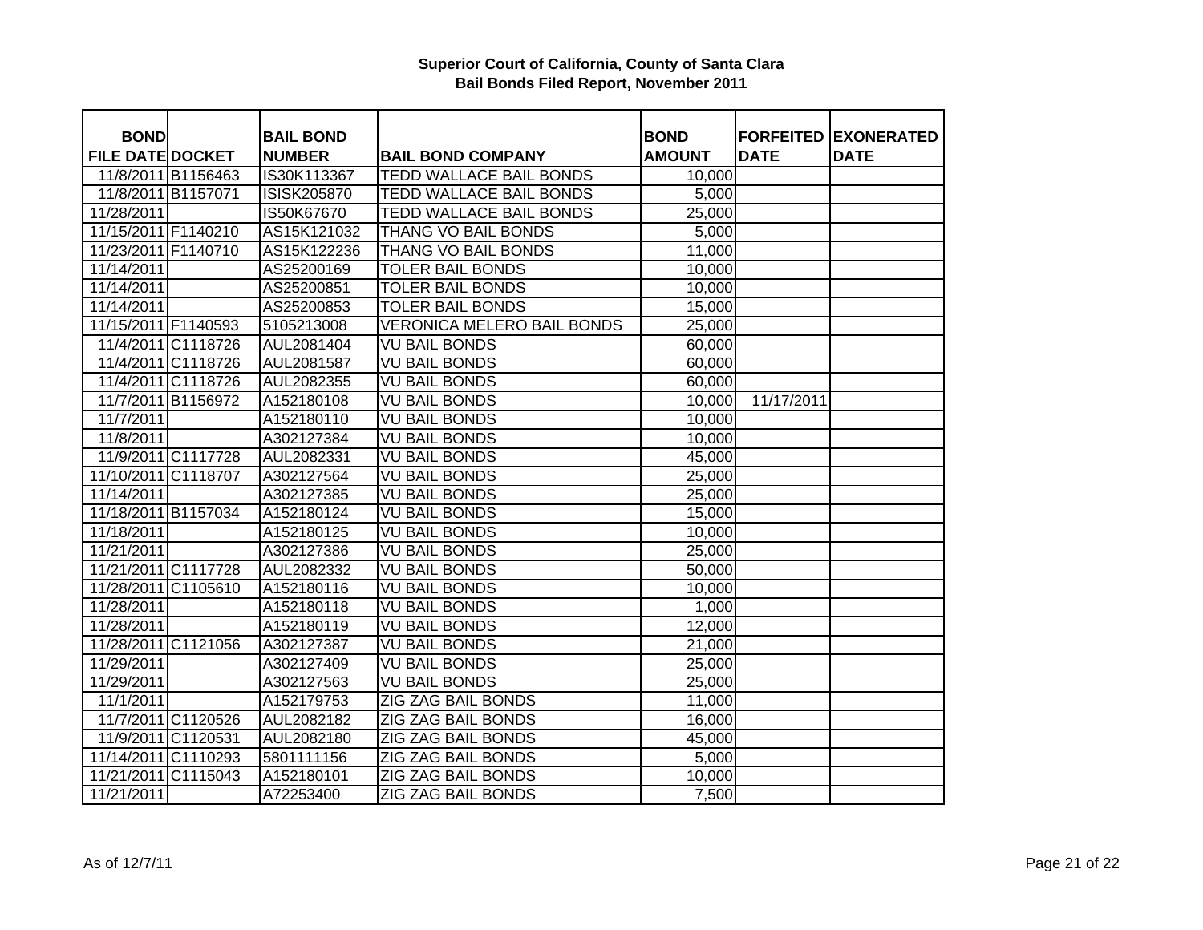**Superior Court of California, County of Santa Clara**
**Bail Bonds Filed Report, November 2011**

| BOND FILE DATE | DOCKET | BAIL BOND NUMBER | BAIL BOND COMPANY | BOND AMOUNT | FORFEITED DATE | EXONERATED DATE |
|---|---|---|---|---|---|---|
| 11/8/2011 | B1156463 | IS30K113367 | TEDD WALLACE BAIL BONDS | 10,000 | | |
| 11/8/2011 | B1157071 | ISISK205870 | TEDD WALLACE BAIL BONDS | 5,000 | | |
| 11/28/2011 | | IS50K67670 | TEDD WALLACE BAIL BONDS | 25,000 | | |
| 11/15/2011 | F1140210 | AS15K121032 | THANG VO BAIL BONDS | 5,000 | | |
| 11/23/2011 | F1140710 | AS15K122236 | THANG VO BAIL BONDS | 11,000 | | |
| 11/14/2011 | | AS25200169 | TOLER BAIL BONDS | 10,000 | | |
| 11/14/2011 | | AS25200851 | TOLER BAIL BONDS | 10,000 | | |
| 11/14/2011 | | AS25200853 | TOLER BAIL BONDS | 15,000 | | |
| 11/15/2011 | F1140593 | 5105213008 | VERONICA MELERO BAIL BONDS | 25,000 | | |
| 11/4/2011 | C1118726 | AUL2081404 | VU BAIL BONDS | 60,000 | | |
| 11/4/2011 | C1118726 | AUL2081587 | VU BAIL BONDS | 60,000 | | |
| 11/4/2011 | C1118726 | AUL2082355 | VU BAIL BONDS | 60,000 | | |
| 11/7/2011 | B1156972 | A152180108 | VU BAIL BONDS | 10,000 | 11/17/2011 | |
| 11/7/2011 | | A152180110 | VU BAIL BONDS | 10,000 | | |
| 11/8/2011 | | A302127384 | VU BAIL BONDS | 10,000 | | |
| 11/9/2011 | C1117728 | AUL2082331 | VU BAIL BONDS | 45,000 | | |
| 11/10/2011 | C1118707 | A302127564 | VU BAIL BONDS | 25,000 | | |
| 11/14/2011 | | A302127385 | VU BAIL BONDS | 25,000 | | |
| 11/18/2011 | B1157034 | A152180124 | VU BAIL BONDS | 15,000 | | |
| 11/18/2011 | | A152180125 | VU BAIL BONDS | 10,000 | | |
| 11/21/2011 | | A302127386 | VU BAIL BONDS | 25,000 | | |
| 11/21/2011 | C1117728 | AUL2082332 | VU BAIL BONDS | 50,000 | | |
| 11/28/2011 | C1105610 | A152180116 | VU BAIL BONDS | 10,000 | | |
| 11/28/2011 | | A152180118 | VU BAIL BONDS | 1,000 | | |
| 11/28/2011 | | A152180119 | VU BAIL BONDS | 12,000 | | |
| 11/28/2011 | C1121056 | A302127387 | VU BAIL BONDS | 21,000 | | |
| 11/29/2011 | | A302127409 | VU BAIL BONDS | 25,000 | | |
| 11/29/2011 | | A302127563 | VU BAIL BONDS | 25,000 | | |
| 11/1/2011 | | A152179753 | ZIG ZAG BAIL BONDS | 11,000 | | |
| 11/7/2011 | C1120526 | AUL2082182 | ZIG ZAG BAIL BONDS | 16,000 | | |
| 11/9/2011 | C1120531 | AUL2082180 | ZIG ZAG BAIL BONDS | 45,000 | | |
| 11/14/2011 | C1110293 | 5801111156 | ZIG ZAG BAIL BONDS | 5,000 | | |
| 11/21/2011 | C1115043 | A152180101 | ZIG ZAG BAIL BONDS | 10,000 | | |
| 11/21/2011 | | A72253400 | ZIG ZAG BAIL BONDS | 7,500 | | |

As of 12/7/11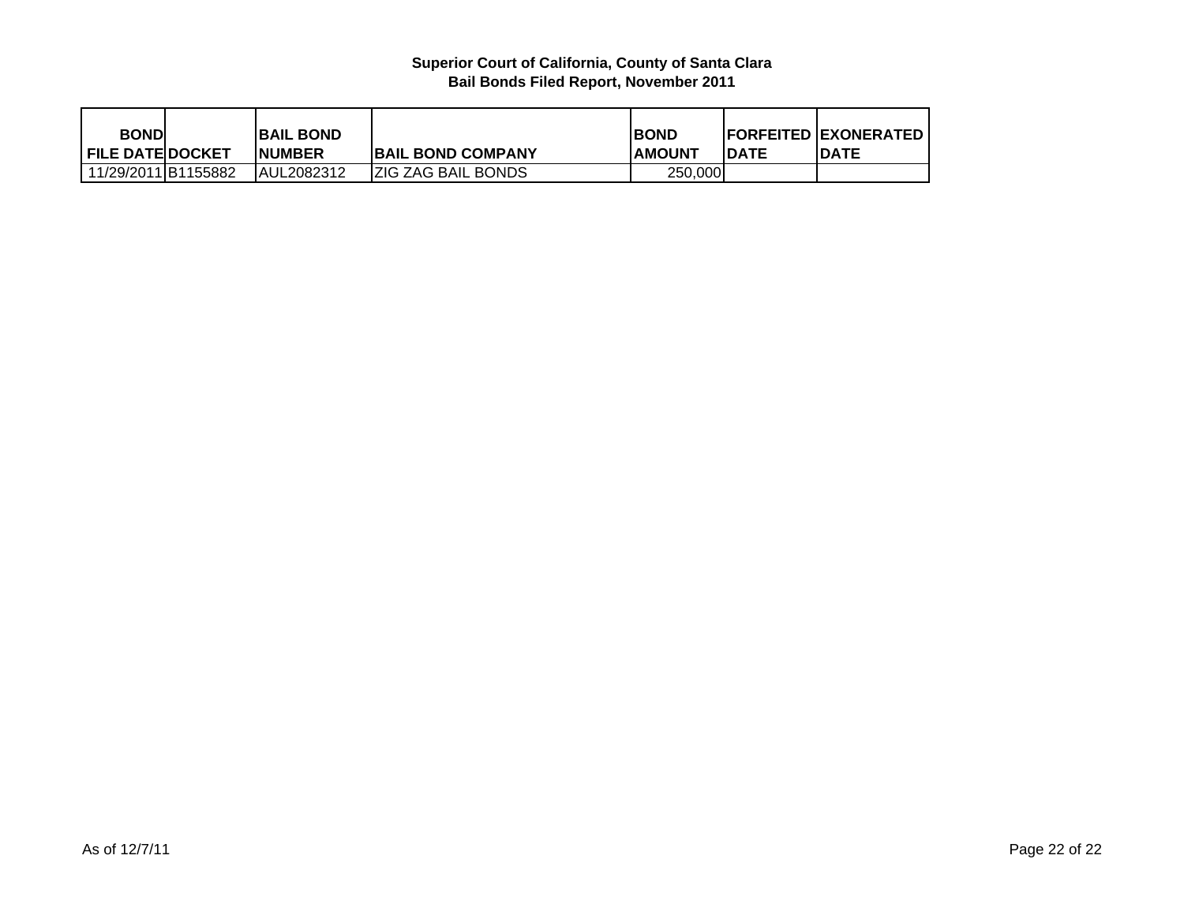**Superior Court of California, County of Santa Clara**
**Bail Bonds Filed Report, November 2011**

| BOND FILE DATE | DOCKET | BAIL BOND NUMBER | BAIL BOND COMPANY | BOND AMOUNT | FORFEITED DATE | EXONERATED DATE |
|---|---|---|---|---|---|---|
| 11/29/2011 | B1155882 | AUL2082312 | ZIG ZAG BAIL BONDS | 250,000 | | |

As of 12/7/11